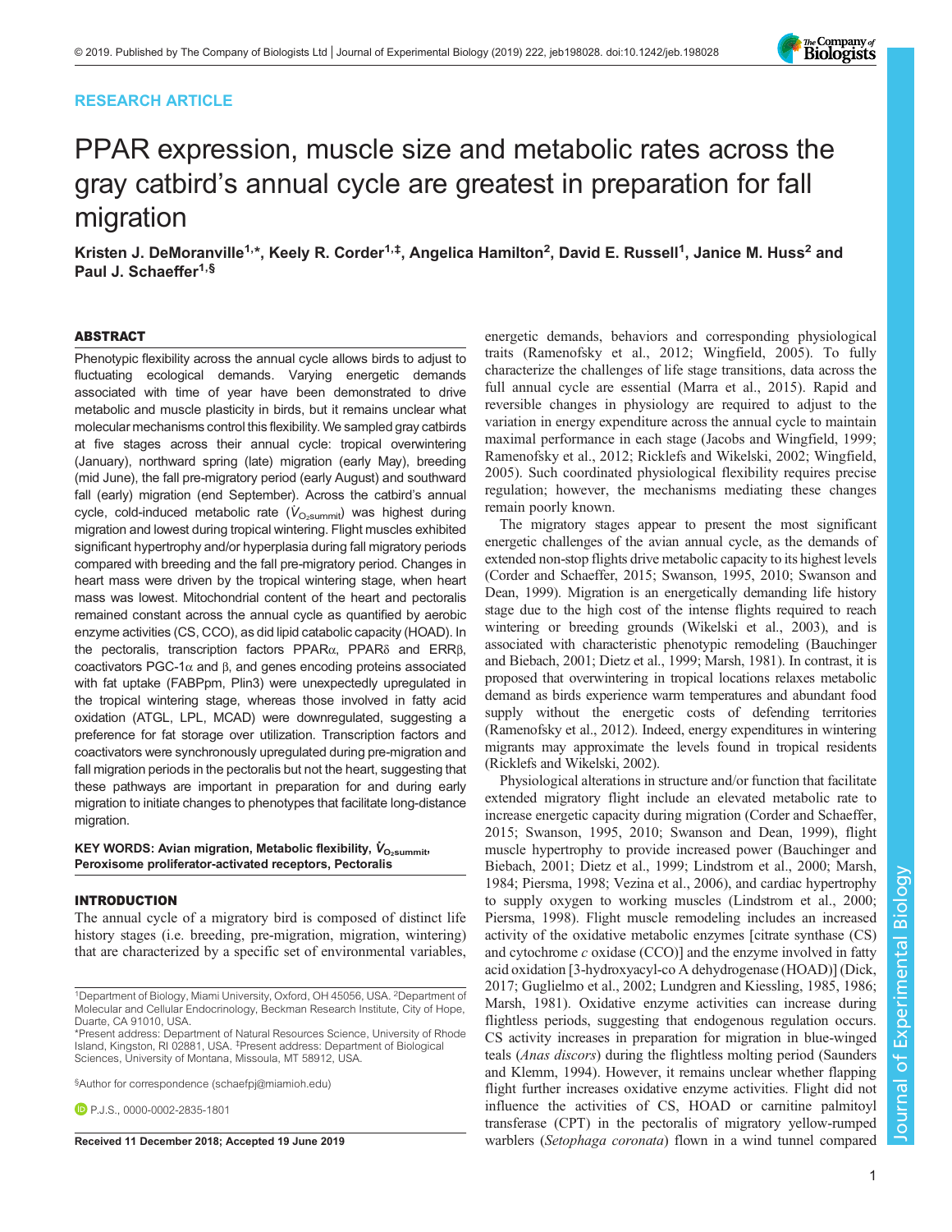RESEARCH ARTICLE

# PPAR expression, muscle size and metabolic rates across the gray catbird's annual cycle are greatest in preparation for fall migration

Kristen J. DeMoranville[1,*], Keely R. Corder[1,‡], Angelica Hamilton[2], David E. Russell[1], Janice M. Huss[2] and Paul J. Schaeffer[1,§]

## ABSTRACT

Phenotypic flexibility across the annual cycle allows birds to adjust to fluctuating ecological demands. Varying energetic demands associated with time of year have been demonstrated to drive metabolic and muscle plasticity in birds, but it remains unclear what molecular mechanisms control this flexibility. We sampled gray catbirds at five stages across their annual cycle: tropical overwintering (January), northward spring (late) migration (early May), breeding (mid June), the fall pre-migratory period (early August) and southward fall (early) migration (end September). Across the catbird's annual cycle, cold-induced metabolic rate ($\dot{V}_{O_2summit}$) was highest during migration and lowest during tropical wintering. Flight muscles exhibited significant hypertrophy and/or hyperplasia during fall migratory periods compared with breeding and the fall pre-migratory period. Changes in heart mass were driven by the tropical wintering stage, when heart mass was lowest. Mitochondrial content of the heart and pectoralis remained constant across the annual cycle as quantified by aerobic enzyme activities (CS, CCO), as did lipid catabolic capacity (HOAD). In the pectoralis, transcription factors PPARα, PPARδ and ERRβ, coactivators PGC-1α and β, and genes encoding proteins associated with fat uptake (FABPpm, Plin3) were unexpectedly upregulated in the tropical wintering stage, whereas those involved in fatty acid oxidation (ATGL, LPL, MCAD) were downregulated, suggesting a preference for fat storage over utilization. Transcription factors and coactivators were synchronously upregulated during pre-migration and fall migration periods in the pectoralis but not the heart, suggesting that these pathways are important in preparation for and during early migration to initiate changes to phenotypes that facilitate long-distance migration.

**KEY WORDS: Avian migration, Metabolic flexibility, $\dot{V}_{O_2summit}$, Peroxisome proliferator-activated receptors, Pectoralis**

## INTRODUCTION

The annual cycle of a migratory bird is composed of distinct life history stages (i.e. breeding, pre-migration, migration, wintering) that are characterized by a specific set of environmental variables, energetic demands, behaviors and corresponding physiological traits (Ramenofsky et al., 2012; Wingfield, 2005). To fully characterize the challenges of life stage transitions, data across the full annual cycle are essential (Marra et al., 2015). Rapid and reversible changes in physiology are required to adjust to the variation in energy expenditure across the annual cycle to maintain maximal performance in each stage (Jacobs and Wingfield, 1999; Ramenofsky et al., 2012; Ricklefs and Wikelski, 2002; Wingfield, 2005). Such coordinated physiological flexibility requires precise regulation; however, the mechanisms mediating these changes remain poorly known.

The migratory stages appear to present the most significant energetic challenges of the avian annual cycle, as the demands of extended non-stop flights drive metabolic capacity to its highest levels (Corder and Schaeffer, 2015; Swanson, 1995, 2010; Swanson and Dean, 1999). Migration is an energetically demanding life history stage due to the high cost of the intense flights required to reach wintering or breeding grounds (Wikelski et al., 2003), and is associated with characteristic phenotypic remodeling (Bauchinger and Biebach, 2001; Dietz et al., 1999; Marsh, 1981). In contrast, it is proposed that overwintering in tropical locations relaxes metabolic demand as birds experience warm temperatures and abundant food supply without the energetic costs of defending territories (Ramenofsky et al., 2012). Indeed, energy expenditures in wintering migrants may approximate the levels found in tropical residents (Ricklefs and Wikelski, 2002).

Physiological alterations in structure and/or function that facilitate extended migratory flight include an elevated metabolic rate to increase energetic capacity during migration (Corder and Schaeffer, 2015; Swanson, 1995, 2010; Swanson and Dean, 1999), flight muscle hypertrophy to provide increased power (Bauchinger and Biebach, 2001; Dietz et al., 1999; Lindstrom et al., 2000; Marsh, 1984; Piersma, 1998; Vezina et al., 2006), and cardiac hypertrophy to supply oxygen to working muscles (Lindstrom et al., 2000; Piersma, 1998). Flight muscle remodeling includes an increased activity of the oxidative metabolic enzymes [citrate synthase (CS) and cytochrome *c* oxidase (CCO)] and the enzyme involved in fatty acid oxidation [3-hydroxyacyl-co A dehydrogenase (HOAD)] (Dick, 2017; Guglielmo et al., 2002; Lundgren and Kiessling, 1985, 1986; Marsh, 1981). Oxidative enzyme activities can increase during flightless periods, suggesting that endogenous regulation occurs. CS activity increases in preparation for migration in blue-winged teals (*Anas discors*) during the flightless molting period (Saunders and Klemm, 1994). However, it remains unclear whether flapping flight further increases oxidative enzyme activities. Flight did not influence the activities of CS, HOAD or carnitine palmitoyl transferase (CPT) in the pectoralis of migratory yellow-rumped warblers (*Setophaga coronata*) flown in a wind tunnel compared

---

[1]Department of Biology, Miami University, Oxford, OH 45056, USA. [2]Department of Molecular and Cellular Endocrinology, Beckman Research Institute, City of Hope, Duarte, CA 91010, USA.
*Present address: Department of Natural Resources Science, University of Rhode Island, Kingston, RI 02881, USA. ‡Present address: Department of Biological Sciences, University of Montana, Missoula, MT 58912, USA.

§Author for correspondence (schaefpj@miamioh.edu)

P.J.S., 0000-0002-2835-1801

Received 11 December 2018; Accepted 19 June 2019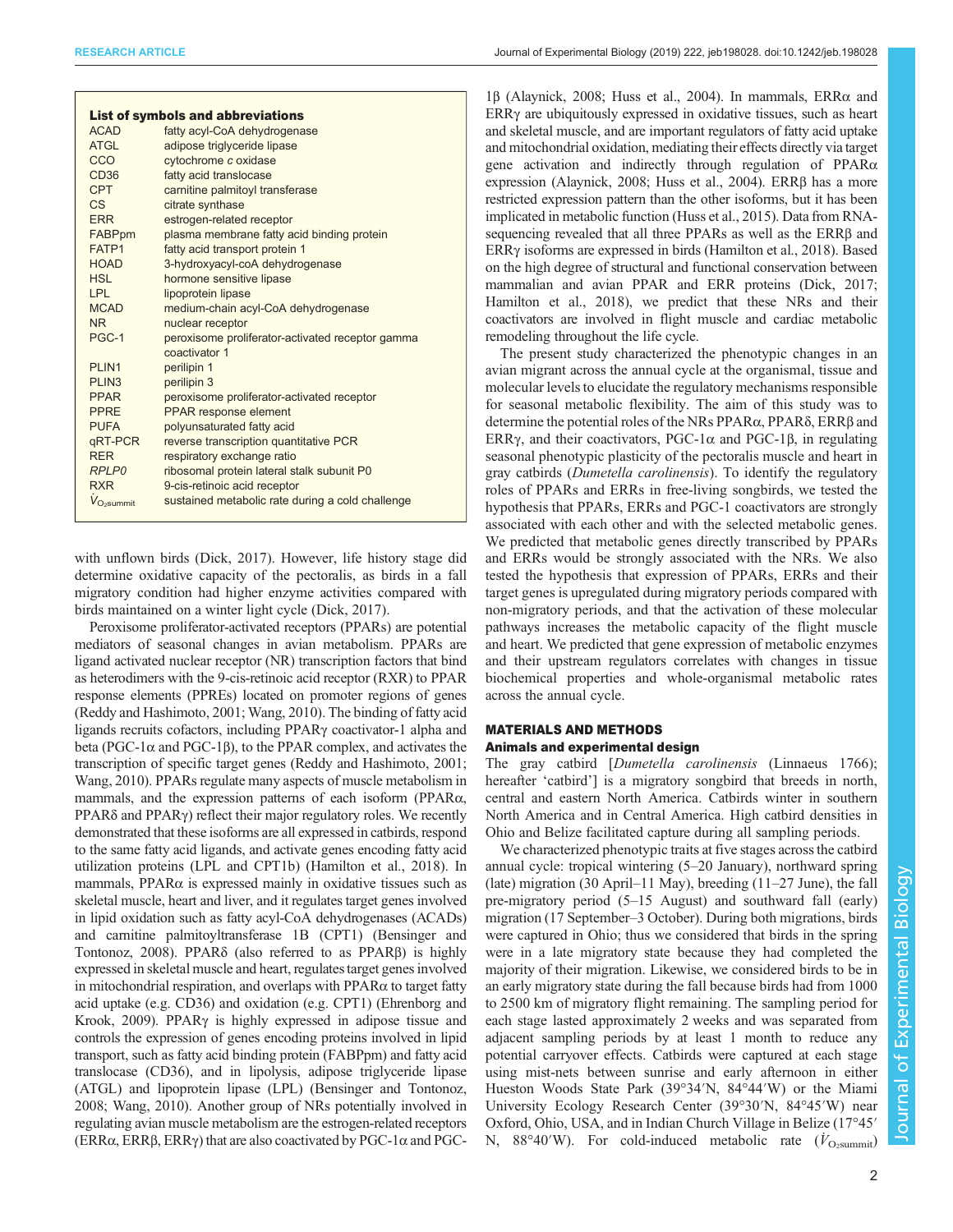**List of symbols and abbreviations**

| | |
|---|---|
| ACAD | fatty acyl-CoA dehydrogenase |
| ATGL | adipose triglyceride lipase |
| CCO | cytochrome *c* oxidase |
| CD36 | fatty acid translocase |
| CPT | carnitine palmitoyl transferase |
| CS | citrate synthase |
| ERR | estrogen-related receptor |
| FABPpm | plasma membrane fatty acid binding protein |
| FATP1 | fatty acid transport protein 1 |
| HOAD | 3-hydroxyacyl-coA dehydrogenase |
| HSL | hormone sensitive lipase |
| LPL | lipoprotein lipase |
| MCAD | medium-chain acyl-CoA dehydrogenase |
| NR | nuclear receptor |
| PGC-1 | peroxisome proliferator-activated receptor gamma coactivator 1 |
| PLIN1 | perilipin 1 |
| PLIN3 | perilipin 3 |
| PPAR | peroxisome proliferator-activated receptor |
| PPRE | PPAR response element |
| PUFA | polyunsaturated fatty acid |
| qRT-PCR | reverse transcription quantitative PCR |
| RER | respiratory exchange ratio |
| *RPLP0* | ribosomal protein lateral stalk subunit P0 |
| RXR | 9-cis-retinoic acid receptor |
| $\dot{V}_{O_2summit}$ | sustained metabolic rate during a cold challenge |

with unflown birds (Dick, 2017). However, life history stage did determine oxidative capacity of the pectoralis, as birds in a fall migratory condition had higher enzyme activities compared with birds maintained on a winter light cycle (Dick, 2017).

Peroxisome proliferator-activated receptors (PPARs) are potential mediators of seasonal changes in avian metabolism. PPARs are ligand activated nuclear receptor (NR) transcription factors that bind as heterodimers with the 9-cis-retinoic acid receptor (RXR) to PPAR response elements (PPREs) located on promoter regions of genes (Reddy and Hashimoto, 2001; Wang, 2010). The binding of fatty acid ligands recruits cofactors, including PPARγ coactivator-1 alpha and beta (PGC-1α and PGC-1β), to the PPAR complex, and activates the transcription of specific target genes (Reddy and Hashimoto, 2001; Wang, 2010). PPARs regulate many aspects of muscle metabolism in mammals, and the expression patterns of each isoform (PPARα, PPARδ and PPARγ) reflect their major regulatory roles. We recently demonstrated that these isoforms are all expressed in catbirds, respond to the same fatty acid ligands, and activate genes encoding fatty acid utilization proteins (LPL and CPT1b) (Hamilton et al., 2018). In mammals, PPARα is expressed mainly in oxidative tissues such as skeletal muscle, heart and liver, and it regulates target genes involved in lipid oxidation such as fatty acyl-CoA dehydrogenases (ACADs) and carnitine palmitoyltransferase 1B (CPT1) (Bensinger and Tontonoz, 2008). PPARδ (also referred to as PPARβ) is highly expressed in skeletal muscle and heart, regulates target genes involved in mitochondrial respiration, and overlaps with PPARα to target fatty acid uptake (e.g. CD36) and oxidation (e.g. CPT1) (Ehrenborg and Krook, 2009). PPARγ is highly expressed in adipose tissue and controls the expression of genes encoding proteins involved in lipid transport, such as fatty acid binding protein (FABPpm) and fatty acid translocase (CD36), and in lipolysis, adipose triglyceride lipase (ATGL) and lipoprotein lipase (LPL) (Bensinger and Tontonoz, 2008; Wang, 2010). Another group of NRs potentially involved in regulating avian muscle metabolism are the estrogen-related receptors (ERRα, ERRβ, ERRγ) that are also coactivated by PGC-1α and PGC-1β (Alaynick, 2008; Huss et al., 2004). In mammals, ERRα and ERRγ are ubiquitously expressed in oxidative tissues, such as heart and skeletal muscle, and are important regulators of fatty acid uptake and mitochondrial oxidation, mediating their effects directly via target gene activation and indirectly through regulation of PPARα expression (Alaynick, 2008; Huss et al., 2004). ERRβ has a more restricted expression pattern than the other isoforms, but it has been implicated in metabolic function (Huss et al., 2015). Data from RNA-sequencing revealed that all three PPARs as well as the ERRβ and ERRγ isoforms are expressed in birds (Hamilton et al., 2018). Based on the high degree of structural and functional conservation between mammalian and avian PPAR and ERR proteins (Dick, 2017; Hamilton et al., 2018), we predict that these NRs and their coactivators are involved in flight muscle and cardiac metabolic remodeling throughout the life cycle.

The present study characterized the phenotypic changes in an avian migrant across the annual cycle at the organismal, tissue and molecular levels to elucidate the regulatory mechanisms responsible for seasonal metabolic flexibility. The aim of this study was to determine the potential roles of the NRs PPARα, PPARδ, ERRβ and ERRγ, and their coactivators, PGC-1α and PGC-1β, in regulating seasonal phenotypic plasticity of the pectoralis muscle and heart in gray catbirds (*Dumetella carolinensis*). To identify the regulatory roles of PPARs and ERRs in free-living songbirds, we tested the hypothesis that PPARs, ERRs and PGC-1 coactivators are strongly associated with each other and with the selected metabolic genes. We predicted that metabolic genes directly transcribed by PPARs and ERRs would be strongly associated with the NRs. We also tested the hypothesis that expression of PPARs, ERRs and their target genes is upregulated during migratory periods compared with non-migratory periods, and that the activation of these molecular pathways increases the metabolic capacity of the flight muscle and heart. We predicted that gene expression of metabolic enzymes and their upstream regulators correlates with changes in tissue biochemical properties and whole-organismal metabolic rates across the annual cycle.

## MATERIALS AND METHODS

### Animals and experimental design

The gray catbird [*Dumetella carolinensis* (Linnaeus 1766); hereafter 'catbird'] is a migratory songbird that breeds in north, central and eastern North America. Catbirds winter in southern North America and in Central America. High catbird densities in Ohio and Belize facilitated capture during all sampling periods.

We characterized phenotypic traits at five stages across the catbird annual cycle: tropical wintering (5–20 January), northward spring (late) migration (30 April–11 May), breeding (11–27 June), the fall pre-migratory period (5–15 August) and southward fall (early) migration (17 September–3 October). During both migrations, birds were captured in Ohio; thus we considered that birds in the spring were in a late migratory state because they had completed the majority of their migration. Likewise, we considered birds to be in an early migratory state during the fall because birds had from 1000 to 2500 km of migratory flight remaining. The sampling period for each stage lasted approximately 2 weeks and was separated from adjacent sampling periods by at least 1 month to reduce any potential carryover effects. Catbirds were captured at each stage using mist-nets between sunrise and early afternoon in either Hueston Woods State Park (39°34′N, 84°44′W) or the Miami University Ecology Research Center (39°30′N, 84°45′W) near Oxford, Ohio, USA, and in Indian Church Village in Belize (17°45′N, 88°40′W). For cold-induced metabolic rate ($\dot{V}_{O_2summit}$)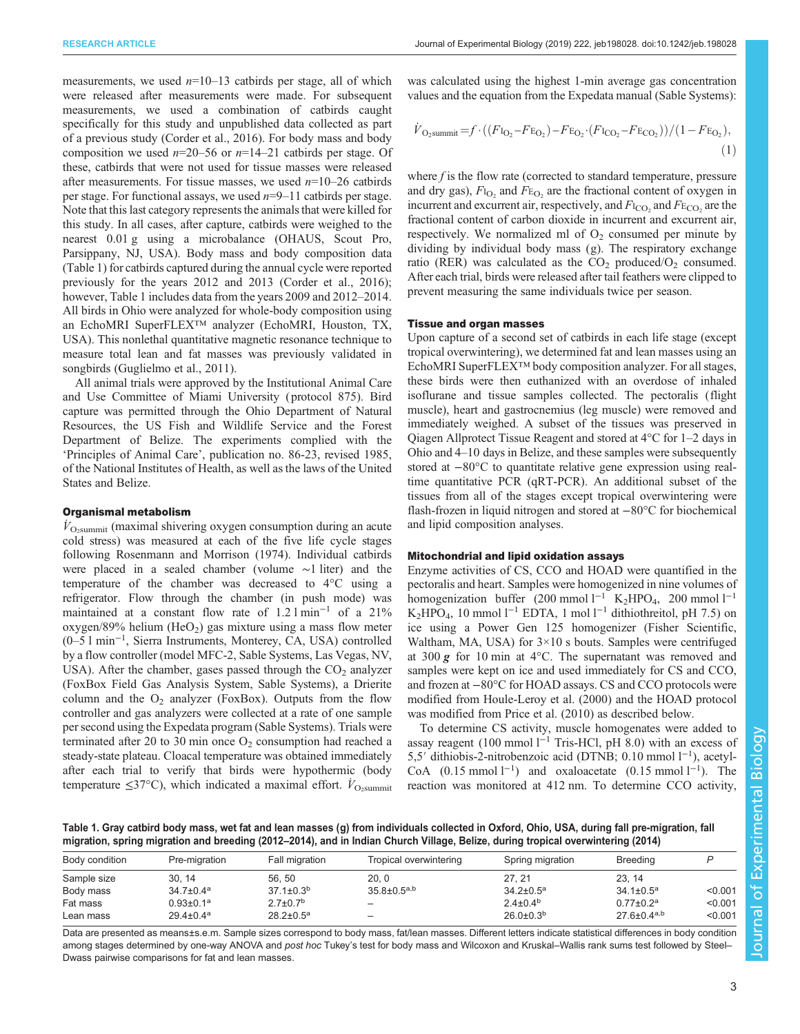measurements, we used $n$=10–13 catbirds per stage, all of which were released after measurements were made. For subsequent measurements, we used a combination of catbirds caught specifically for this study and unpublished data collected as part of a previous study (Corder et al., 2016). For body mass and body composition we used $n$=20–56 or $n$=14–21 catbirds per stage. Of these, catbirds that were not used for tissue masses were released after measurements. For tissue masses, we used $n$=10–26 catbirds per stage. For functional assays, we used $n$=9–11 catbirds per stage. Note that this last category represents the animals that were killed for this study. In all cases, after capture, catbirds were weighed to the nearest 0.01 g using a microbalance (OHAUS, Scout Pro, Parsippany, NJ, USA). Body mass and body composition data (Table 1) for catbirds captured during the annual cycle were reported previously for the years 2012 and 2013 (Corder et al., 2016); however, Table 1 includes data from the years 2009 and 2012–2014. All birds in Ohio were analyzed for whole-body composition using an EchoMRI SuperFLEX™ analyzer (EchoMRI, Houston, TX, USA). This nonlethal quantitative magnetic resonance technique to measure total lean and fat masses was previously validated in songbirds (Guglielmo et al., 2011).

All animal trials were approved by the Institutional Animal Care and Use Committee of Miami University (protocol 875). Bird capture was permitted through the Ohio Department of Natural Resources, the US Fish and Wildlife Service and the Forest Department of Belize. The experiments complied with the 'Principles of Animal Care', publication no. 86-23, revised 1985, of the National Institutes of Health, as well as the laws of the United States and Belize.

### Organismal metabolism

$\dot{V}_{O_2summit}$ (maximal shivering oxygen consumption during an acute cold stress) was measured at each of the five life cycle stages following Rosenmann and Morrison (1974). Individual catbirds were placed in a sealed chamber (volume ∼1 liter) and the temperature of the chamber was decreased to 4°C using a refrigerator. Flow through the chamber (in push mode) was maintained at a constant flow rate of 1.2 l min$^{-1}$ of a 21% oxygen/89% helium ($HeO_2$) gas mixture using a mass flow meter (0–5 l min$^{-1}$, Sierra Instruments, Monterey, CA, USA) controlled by a flow controller (model MFC-2, Sable Systems, Las Vegas, NV, USA). After the chamber, gases passed through the $CO_2$ analyzer (FoxBox Field Gas Analysis System, Sable Systems), a Drierite column and the $O_2$ analyzer (FoxBox). Outputs from the flow controller and gas analyzers were collected at a rate of one sample per second using the Expedata program (Sable Systems). Trials were terminated after 20 to 30 min once $O_2$ consumption had reached a steady-state plateau. Cloacal temperature was obtained immediately after each trial to verify that birds were hypothermic (body temperature ≤37°C), which indicated a maximal effort. $\dot{V}_{O_2summit}$ was calculated using the highest 1-min average gas concentration values and the equation from the Expedata manual (Sable Systems):

$$\dot{V}_{O_2summit} = f \cdot ((F\mathrm{I}_{O_2} - F\mathrm{E}_{O_2}) - F\mathrm{E}_{O_2} \cdot (F\mathrm{I}_{CO_2} - F\mathrm{E}_{CO_2}))/(1 - F\mathrm{E}_{O_2}), \quad (1)$$

where $f$ is the flow rate (corrected to standard temperature, pressure and dry gas), $F\mathrm{I}_{O_2}$ and $F\mathrm{E}_{O_2}$ are the fractional content of oxygen in incurrent and excurrent air, respectively, and $F\mathrm{I}_{CO_2}$ and $F\mathrm{E}_{CO_2}$ are the fractional content of carbon dioxide in incurrent and excurrent air, respectively. We normalized ml of $O_2$ consumed per minute by dividing by individual body mass (g). The respiratory exchange ratio (RER) was calculated as the $CO_2$ produced/$O_2$ consumed. After each trial, birds were released after tail feathers were clipped to prevent measuring the same individuals twice per season.

### Tissue and organ masses

Upon capture of a second set of catbirds in each life stage (except tropical overwintering), we determined fat and lean masses using an EchoMRI SuperFLEX™ body composition analyzer. For all stages, these birds were then euthanized with an overdose of inhaled isoflurane and tissue samples collected. The pectoralis (flight muscle), heart and gastrocnemius (leg muscle) were removed and immediately weighed. A subset of the tissues was preserved in Qiagen Allprotect Tissue Reagent and stored at 4°C for 1–2 days in Ohio and 4–10 days in Belize, and these samples were subsequently stored at −80°C to quantitate relative gene expression using real-time quantitative PCR (qRT-PCR). An additional subset of the tissues from all of the stages except tropical overwintering were flash-frozen in liquid nitrogen and stored at −80°C for biochemical and lipid composition analyses.

### Mitochondrial and lipid oxidation assays

Enzyme activities of CS, CCO and HOAD were quantified in the pectoralis and heart. Samples were homogenized in nine volumes of homogenization buffer (200 mmol l$^{-1}$ $K_2HPO_4$, 200 mmol l$^{-1}$ $K_2HPO_4$, 10 mmol l$^{-1}$ EDTA, 1 mol l$^{-1}$ dithiothreitol, pH 7.5) on ice using a Power Gen 125 homogenizer (Fisher Scientific, Waltham, MA, USA) for 3×10 s bouts. Samples were centrifuged at 300 $\boldsymbol{g}$ for 10 min at 4°C. The supernatant was removed and samples were kept on ice and used immediately for CS and CCO, and frozen at −80°C for HOAD assays. CS and CCO protocols were modified from Houle-Leroy et al. (2000) and the HOAD protocol was modified from Price et al. (2010) as described below.

To determine CS activity, muscle homogenates were added to assay reagent (100 mmol l$^{-1}$ Tris-HCl, pH 8.0) with an excess of 5,5′ dithiobis-2-nitrobenzoic acid (DTNB; 0.10 mmol l$^{-1}$), acetyl-CoA (0.15 mmol l$^{-1}$) and oxaloacetate (0.15 mmol l$^{-1}$). The reaction was monitored at 412 nm. To determine CCO activity,

**Table 1. Gray catbird body mass, wet fat and lean masses (g) from individuals collected in Oxford, Ohio, USA, during fall pre-migration, fall migration, spring migration and breeding (2012–2014), and in Indian Church Village, Belize, during tropical overwintering (2014)**

| Body condition | Pre-migration | Fall migration | Tropical overwintering | Spring migration | Breeding | $P$ |
|---|---|---|---|---|---|---|
| Sample size | 30, 14 | 56, 50 | 20, 0 | 27, 21 | 23, 14 | |
| Body mass | 34.7±0.4$^{a}$ | 37.1±0.3$^{b}$ | 35.8±0.5$^{a,b}$ | 34.2±0.5$^{a}$ | 34.1±0.5$^{a}$ | <0.001 |
| Fat mass | 0.93±0.1$^{a}$ | 2.7±0.7$^{b}$ | – | 2.4±0.4$^{b}$ | 0.77±0.2$^{a}$ | <0.001 |
| Lean mass | 29.4±0.4$^{a}$ | 28.2±0.5$^{a}$ | – | 26.0±0.3$^{b}$ | 27.6±0.4$^{a,b}$ | <0.001 |

Data are presented as means±s.e.m. Sample sizes correspond to body mass, fat/lean masses. Different letters indicate statistical differences in body condition among stages determined by one-way ANOVA and *post hoc* Tukey's test for body mass and Wilcoxon and Kruskal–Wallis rank sums test followed by Steel–Dwass pairwise comparisons for fat and lean masses.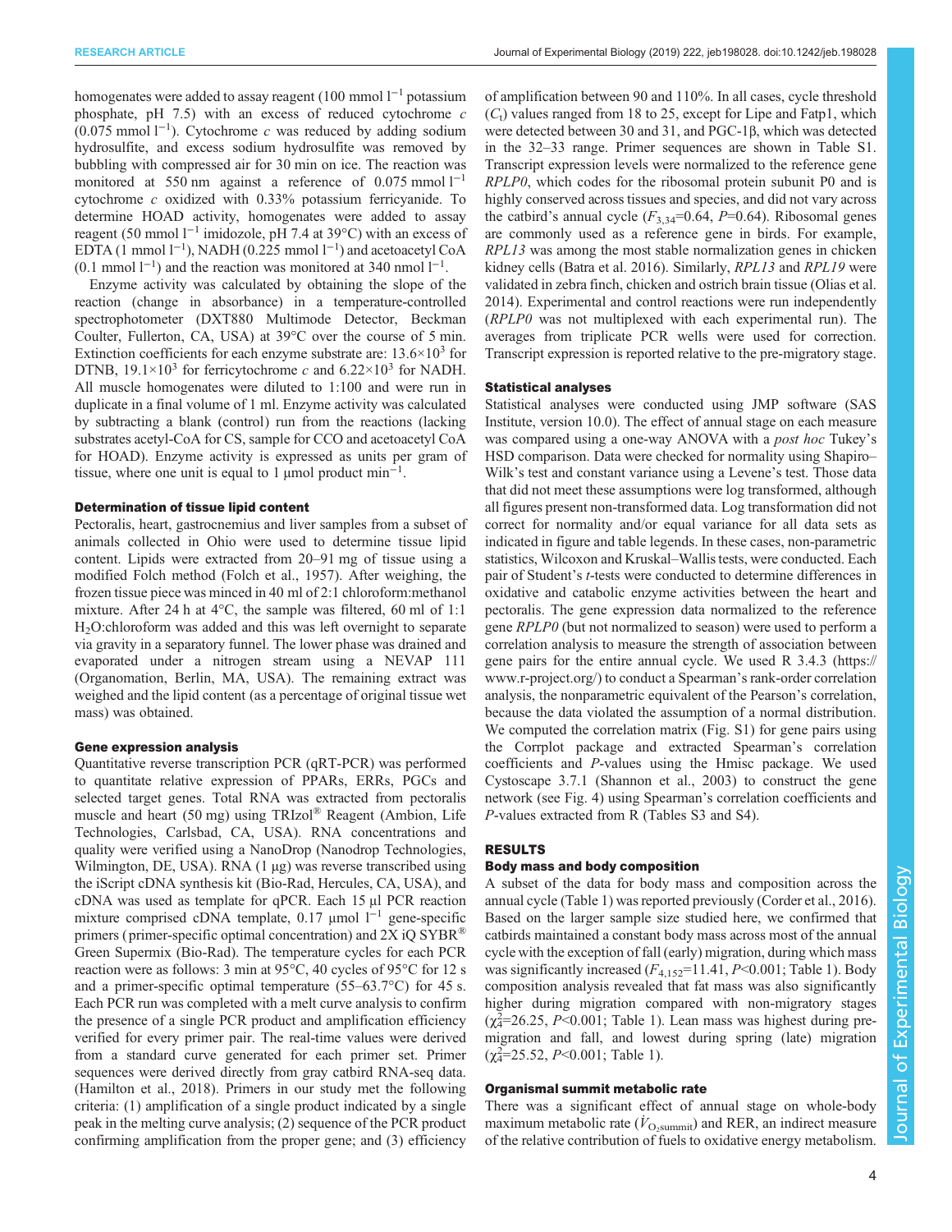homogenates were added to assay reagent (100 mmol $l^{-1}$ potassium phosphate, pH 7.5) with an excess of reduced cytochrome *c* (0.075 mmol $l^{-1}$). Cytochrome *c* was reduced by adding sodium hydrosulfite, and excess sodium hydrosulfite was removed by bubbling with compressed air for 30 min on ice. The reaction was monitored at 550 nm against a reference of 0.075 mmol $l^{-1}$ cytochrome *c* oxidized with 0.33% potassium ferricyanide. To determine HOAD activity, homogenates were added to assay reagent (50 mmol $l^{-1}$ imidozole, pH 7.4 at 39°C) with an excess of EDTA (1 mmol $l^{-1}$), NADH (0.225 mmol $l^{-1}$) and acetoacetyl CoA (0.1 mmol $l^{-1}$) and the reaction was monitored at 340 nmol $l^{-1}$.

Enzyme activity was calculated by obtaining the slope of the reaction (change in absorbance) in a temperature-controlled spectrophotometer (DXT880 Multimode Detector, Beckman Coulter, Fullerton, CA, USA) at 39°C over the course of 5 min. Extinction coefficients for each enzyme substrate are: $13.6\times10^3$ for DTNB, $19.1\times10^3$ for ferricytochrome *c* and $6.22\times10^3$ for NADH. All muscle homogenates were diluted to 1:100 and were run in duplicate in a final volume of 1 ml. Enzyme activity was calculated by subtracting a blank (control) run from the reactions (lacking substrates acetyl-CoA for CS, sample for CCO and acetoacetyl CoA for HOAD). Enzyme activity is expressed as units per gram of tissue, where one unit is equal to 1 μmol product $min^{-1}$.

## Determination of tissue lipid content

Pectoralis, heart, gastrocnemius and liver samples from a subset of animals collected in Ohio were used to determine tissue lipid content. Lipids were extracted from 20–91 mg of tissue using a modified Folch method (Folch et al., 1957). After weighing, the frozen tissue piece was minced in 40 ml of 2:1 chloroform:methanol mixture. After 24 h at 4°C, the sample was filtered, 60 ml of 1:1 $H_2O$:chloroform was added and this was left overnight to separate via gravity in a separatory funnel. The lower phase was drained and evaporated under a nitrogen stream using a NEVAP 111 (Organomation, Berlin, MA, USA). The remaining extract was weighed and the lipid content (as a percentage of original tissue wet mass) was obtained.

## Gene expression analysis

Quantitative reverse transcription PCR (qRT-PCR) was performed to quantitate relative expression of PPARs, ERRs, PGCs and selected target genes. Total RNA was extracted from pectoralis muscle and heart (50 mg) using TRIzol® Reagent (Ambion, Life Technologies, Carlsbad, CA, USA). RNA concentrations and quality were verified using a NanoDrop (Nanodrop Technologies, Wilmington, DE, USA). RNA (1 μg) was reverse transcribed using the iScript cDNA synthesis kit (Bio-Rad, Hercules, CA, USA), and cDNA was used as template for qPCR. Each 15 μl PCR reaction mixture comprised cDNA template, 0.17 μmol $l^{-1}$ gene-specific primers (primer-specific optimal concentration) and 2X iQ SYBR® Green Supermix (Bio-Rad). The temperature cycles for each PCR reaction were as follows: 3 min at 95°C, 40 cycles of 95°C for 12 s and a primer-specific optimal temperature (55–63.7°C) for 45 s. Each PCR run was completed with a melt curve analysis to confirm the presence of a single PCR product and amplification efficiency verified for every primer pair. The real-time values were derived from a standard curve generated for each primer set. Primer sequences were derived directly from gray catbird RNA-seq data. (Hamilton et al., 2018). Primers in our study met the following criteria: (1) amplification of a single product indicated by a single peak in the melting curve analysis; (2) sequence of the PCR product confirming amplification from the proper gene; and (3) efficiency of amplification between 90 and 110%. In all cases, cycle threshold ($C_t$) values ranged from 18 to 25, except for Lipe and Fatp1, which were detected between 30 and 31, and PGC-1β, which was detected in the 32–33 range. Primer sequences are shown in Table S1. Transcript expression levels were normalized to the reference gene *RPLP0*, which codes for the ribosomal protein subunit P0 and is highly conserved across tissues and species, and did not vary across the catbird's annual cycle ($F_{3,34}$=0.64, *P*=0.64). Ribosomal genes are commonly used as a reference gene in birds. For example, *RPL13* was among the most stable normalization genes in chicken kidney cells (Batra et al. 2016). Similarly, *RPL13* and *RPL19* were validated in zebra finch, chicken and ostrich brain tissue (Olias et al. 2014). Experimental and control reactions were run independently (*RPLP0* was not multiplexed with each experimental run). The averages from triplicate PCR wells were used for correction. Transcript expression is reported relative to the pre-migratory stage.

## Statistical analyses

Statistical analyses were conducted using JMP software (SAS Institute, version 10.0). The effect of annual stage on each measure was compared using a one-way ANOVA with a *post hoc* Tukey's HSD comparison. Data were checked for normality using Shapiro–Wilk's test and constant variance using a Levene's test. Those data that did not meet these assumptions were log transformed, although all figures present non-transformed data. Log transformation did not correct for normality and/or equal variance for all data sets as indicated in figure and table legends. In these cases, non-parametric statistics, Wilcoxon and Kruskal–Wallis tests, were conducted. Each pair of Student's *t*-tests were conducted to determine differences in oxidative and catabolic enzyme activities between the heart and pectoralis. The gene expression data normalized to the reference gene *RPLP0* (but not normalized to season) were used to perform a correlation analysis to measure the strength of association between gene pairs for the entire annual cycle. We used R 3.4.3 (https://www.r-project.org/) to conduct a Spearman's rank-order correlation analysis, the nonparametric equivalent of the Pearson's correlation, because the data violated the assumption of a normal distribution. We computed the correlation matrix (Fig. S1) for gene pairs using the Corrplot package and extracted Spearman's correlation coefficients and *P*-values using the Hmisc package. We used Cystoscape 3.7.1 (Shannon et al., 2003) to construct the gene network (see Fig. 4) using Spearman's correlation coefficients and *P*-values extracted from R (Tables S3 and S4).

# RESULTS

## Body mass and body composition

A subset of the data for body mass and composition across the annual cycle (Table 1) was reported previously (Corder et al., 2016). Based on the larger sample size studied here, we confirmed that catbirds maintained a constant body mass across most of the annual cycle with the exception of fall (early) migration, during which mass was significantly increased ($F_{4,152}$=11.41, *P*<0.001; Table 1). Body composition analysis revealed that fat mass was also significantly higher during migration compared with non-migratory stages ($\chi^2_4$=26.25, *P*<0.001; Table 1). Lean mass was highest during pre-migration and fall, and lowest during spring (late) migration ($\chi^2_4$=25.52, *P*<0.001; Table 1).

## Organismal summit metabolic rate

There was a significant effect of annual stage on whole-body maximum metabolic rate ($\dot{V}_{O_2 summit}$) and RER, an indirect measure of the relative contribution of fuels to oxidative energy metabolism.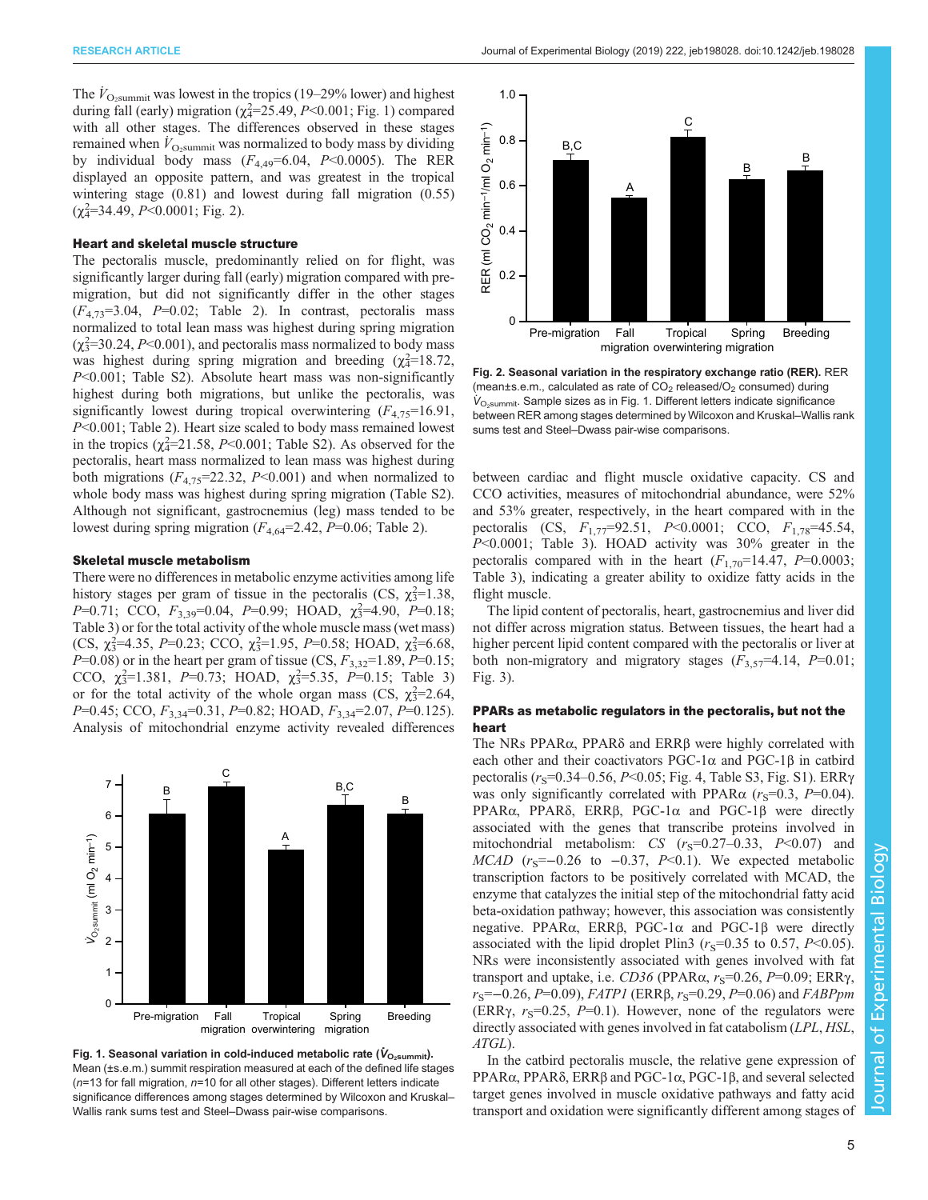The $\dot{V}_{O_2summit}$ was lowest in the tropics (19–29% lower) and highest during fall (early) migration ($\chi^2_4$=25.49, $P$<0.001; Fig. 1) compared with all other stages. The differences observed in these stages remained when $\dot{V}_{O_2summit}$ was normalized to body mass by dividing by individual body mass ($F_{4,49}$=6.04, $P$<0.0005). The RER displayed an opposite pattern, and was greatest in the tropical wintering stage (0.81) and lowest during fall migration (0.55) ($\chi^2_4$=34.49, $P$<0.0001; Fig. 2).

### Heart and skeletal muscle structure

The pectoralis muscle, predominantly relied on for flight, was significantly larger during fall (early) migration compared with pre-migration, but did not significantly differ in the other stages ($F_{4,73}$=3.04, $P$=0.02; Table 2). In contrast, pectoralis mass normalized to total lean mass was highest during spring migration ($\chi^2_3$=30.24, $P$<0.001), and pectoralis mass normalized to body mass was highest during spring migration and breeding ($\chi^2_4$=18.72, $P$<0.001; Table S2). Absolute heart mass was non-significantly highest during both migrations, but unlike the pectoralis, was significantly lowest during tropical overwintering ($F_{4,75}$=16.91, $P$<0.001; Table 2). Heart size scaled to body mass remained lowest in the tropics ($\chi^2_4$=21.58, $P$<0.001; Table S2). As observed for the pectoralis, heart mass normalized to lean mass was highest during both migrations ($F_{4,75}$=22.32, $P$<0.001) and when normalized to whole body mass was highest during spring migration (Table S2). Although not significant, gastrocnemius (leg) mass tended to be lowest during spring migration ($F_{4,64}$=2.42, $P$=0.06; Table 2).

### Skeletal muscle metabolism

There were no differences in metabolic enzyme activities among life history stages per gram of tissue in the pectoralis (CS, $\chi^2_3$=1.38, $P$=0.71; CCO, $F_{3,39}$=0.04, $P$=0.99; HOAD, $\chi^2_3$=4.90, $P$=0.18; Table 3) or for the total activity of the whole muscle mass (wet mass) (CS, $\chi^2_3$=4.35, $P$=0.23; CCO, $\chi^2_3$=1.95, $P$=0.58; HOAD, $\chi^2_3$=6.68, $P$=0.08) or in the heart per gram of tissue (CS, $F_{3,32}$=1.89, $P$=0.15; CCO, $\chi^2_3$=1.381, $P$=0.73; HOAD, $\chi^2_3$=5.35, $P$=0.15; Table 3) or for the total activity of the whole organ mass (CS, $\chi^2_3$=2.64, $P$=0.45; CCO, $F_{3,34}$=0.31, $P$=0.82; HOAD, $F_{3,34}$=2.07, $P$=0.125). Analysis of mitochondrial enzyme activity revealed differences between cardiac and flight muscle oxidative capacity. CS and CCO activities, measures of mitochondrial abundance, were 52% and 53% greater, respectively, in the heart compared with in the pectoralis (CS, $F_{1,77}$=92.51, $P$<0.0001; CCO, $F_{1,78}$=45.54, $P$<0.0001; Table 3). HOAD activity was 30% greater in the pectoralis compared with in the heart ($F_{1,70}$=14.47, $P$=0.0003; Table 3), indicating a greater ability to oxidize fatty acids in the flight muscle.

The lipid content of pectoralis, heart, gastrocnemius and liver did not differ across migration status. Between tissues, the heart had a higher percent lipid content compared with the pectoralis or liver at both non-migratory and migratory stages ($F_{3,57}$=4.14, $P$=0.01; Fig. 3).

7
6
5
4
3
2
1
0
$\dot{V}_{O_2summit}$ (ml $O_2$ min$^{-1}$)
B C A B,C B
Pre-migration
Fall migration
Tropical overwintering
Spring migration
Breeding

**Fig. 1. Seasonal variation in cold-induced metabolic rate ($\dot{V}_{O_2summit}$).** Mean (±s.e.m.) summit respiration measured at each of the defined life stages ($n$=13 for fall migration, $n$=10 for all other stages). Different letters indicate significance differences among stages determined by Wilcoxon and Kruskal–Wallis rank sums test and Steel–Dwass pair-wise comparisons.

1.0
0.8
0.6
0.4
0.2
0
RER (ml $CO_2$ min$^{-1}$/ml $O_2$ min$^{-1}$)
B,C A C B B
Pre-migration
Fall migration
Tropical overwintering
Spring migration
Breeding

**Fig. 2. Seasonal variation in the respiratory exchange ratio (RER).** RER (mean±s.e.m., calculated as rate of $CO_2$ released/$O_2$ consumed) during $\dot{V}_{O_2summit}$. Sample sizes as in Fig. 1. Different letters indicate significance between RER among stages determined by Wilcoxon and Kruskal–Wallis rank sums test and Steel–Dwass pair-wise comparisons.

### PPARs as metabolic regulators in the pectoralis, but not the heart

The NRs PPARα, PPARδ and ERRβ were highly correlated with each other and their coactivators PGC-1α and PGC-1β in catbird pectoralis ($r_S$=0.34–0.56, $P$<0.05; Fig. 4, Table S3, Fig. S1). ERRγ was only significantly correlated with PPARα ($r_S$=0.3, $P$=0.04). PPARα, PPARδ, ERRβ, PGC-1α and PGC-1β were directly associated with the genes that transcribe proteins involved in mitochondrial metabolism: *CS* ($r_S$=0.27–0.33, $P$<0.07) and *MCAD* ($r_S$=−0.26 to −0.37, $P$<0.1). We expected metabolic transcription factors to be positively correlated with MCAD, the enzyme that catalyzes the initial step of the mitochondrial fatty acid beta-oxidation pathway; however, this association was consistently negative. PPARα, ERRβ, PGC-1α and PGC-1β were directly associated with the lipid droplet Plin3 ($r_S$=0.35 to 0.57, $P$<0.05). NRs were inconsistently associated with genes involved with fat transport and uptake, i.e. *CD36* (PPARα, $r_S$=0.26, $P$=0.09; ERRγ, $r_S$=−0.26, $P$=0.09), *FATP1* (ERRβ, $r_S$=0.29, $P$=0.06) and *FABPpm* (ERRγ, $r_S$=0.25, $P$=0.1). However, none of the regulators were directly associated with genes involved in fat catabolism (*LPL*, *HSL*, *ATGL*).

In the catbird pectoralis muscle, the relative gene expression of PPARα, PPARδ, ERRβ and PGC-1α, PGC-1β, and several selected target genes involved in muscle oxidative pathways and fatty acid transport and oxidation were significantly different among stages of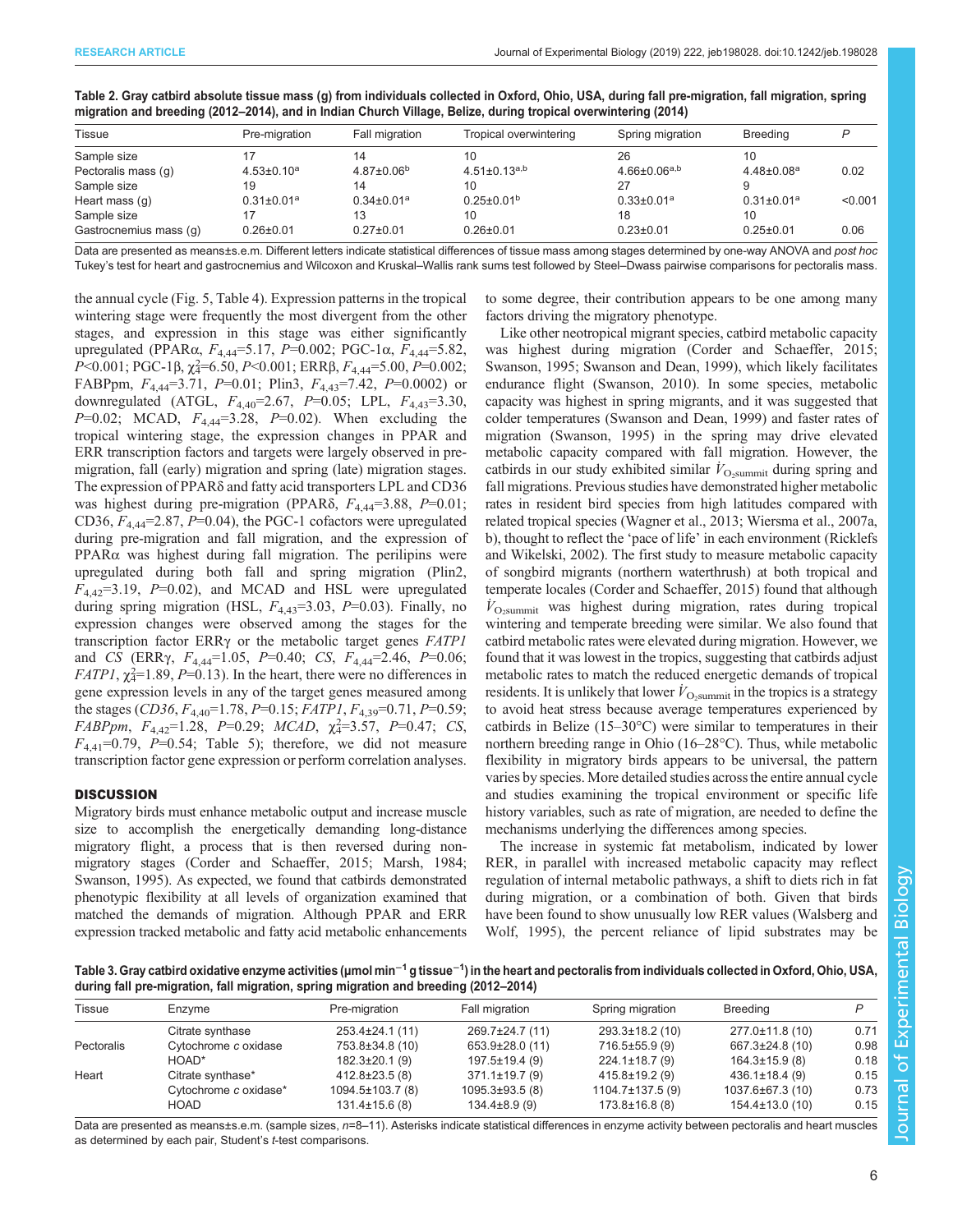Table 2. Gray catbird absolute tissue mass (g) from individuals collected in Oxford, Ohio, USA, during fall pre-migration, fall migration, spring migration and breeding (2012–2014), and in Indian Church Village, Belize, during tropical overwintering (2014)

| Tissue | Pre-migration | Fall migration | Tropical overwintering | Spring migration | Breeding | P |
|---|---|---|---|---|---|---|
| Sample size | 17 | 14 | 10 | 26 | 10 | |
| Pectoralis mass (g) | 4.53±0.10[a] | 4.87±0.06[b] | 4.51±0.13[a,b] | 4.66±0.06[a,b] | 4.48±0.08[a] | 0.02 |
| Sample size | 19 | 14 | 10 | 27 | 9 | |
| Heart mass (g) | 0.31±0.01[a] | 0.34±0.01[a] | 0.25±0.01[b] | 0.33±0.01[a] | 0.31±0.01[a] | <0.001 |
| Sample size | 17 | 13 | 10 | 18 | 10 | |
| Gastrocnemius mass (g) | 0.26±0.01 | 0.27±0.01 | 0.26±0.01 | 0.23±0.01 | 0.25±0.01 | 0.06 |

Data are presented as means±s.e.m. Different letters indicate statistical differences of tissue mass among stages determined by one-way ANOVA and *post hoc* Tukey's test for heart and gastrocnemius and Wilcoxon and Kruskal–Wallis rank sums test followed by Steel–Dwass pairwise comparisons for pectoralis mass.

the annual cycle (Fig. 5, Table 4). Expression patterns in the tropical wintering stage were frequently the most divergent from the other stages, and expression in this stage was either significantly upregulated (PPARα, $F_{4,44}$=5.17, $P$=0.002; PGC-1α, $F_{4,44}$=5.82, $P$<0.001; PGC-1β, $\chi^2_4$=6.50, $P$<0.001; ERRβ, $F_{4,44}$=5.00, $P$=0.002; FABPpm, $F_{4,44}$=3.71, $P$=0.01; Plin3, $F_{4,43}$=7.42, $P$=0.0002) or downregulated (ATGL, $F_{4,40}$=2.67, $P$=0.05; LPL, $F_{4,43}$=3.30, $P$=0.02; MCAD, $F_{4,44}$=3.28, $P$=0.02). When excluding the tropical wintering stage, the expression changes in PPAR and ERR transcription factors and targets were largely observed in pre-migration, fall (early) migration and spring (late) migration stages. The expression of PPARδ and fatty acid transporters LPL and CD36 was highest during pre-migration (PPARδ, $F_{4,44}$=3.88, $P$=0.01; CD36, $F_{4,44}$=2.87, $P$=0.04), the PGC-1 cofactors were upregulated during pre-migration and fall migration, and the expression of PPARα was highest during fall migration. The perilipins were upregulated during both fall and spring migration (Plin2, $F_{4,42}$=3.19, $P$=0.02), and MCAD and HSL were upregulated during spring migration (HSL, $F_{4,43}$=3.03, $P$=0.03). Finally, no expression changes were observed among the stages for the transcription factor ERRγ or the metabolic target genes *FATP1* and *CS* (ERRγ, $F_{4,44}$=1.05, $P$=0.40; *CS*, $F_{4,44}$=2.46, $P$=0.06; *FATP1*, $\chi^2_4$=1.89, $P$=0.13). In the heart, there were no differences in gene expression levels in any of the target genes measured among the stages (*CD36*, $F_{4,40}$=1.78, $P$=0.15; *FATP1*, $F_{4,39}$=0.71, $P$=0.59; *FABPpm*, $F_{4,42}$=1.28, $P$=0.29; *MCAD*, $\chi^2_4$=3.57, $P$=0.47; *CS*, $F_{4,41}$=0.79, $P$=0.54; Table 5); therefore, we did not measure transcription factor gene expression or perform correlation analyses.

## DISCUSSION

Migratory birds must enhance metabolic output and increase muscle size to accomplish the energetically demanding long-distance migratory flight, a process that is then reversed during non-migratory stages (Corder and Schaeffer, 2015; Marsh, 1984; Swanson, 1995). As expected, we found that catbirds demonstrated phenotypic flexibility at all levels of organization examined that matched the demands of migration. Although PPAR and ERR expression tracked metabolic and fatty acid metabolic enhancements to some degree, their contribution appears to be one among many factors driving the migratory phenotype.

Like other neotropical migrant species, catbird metabolic capacity was highest during migration (Corder and Schaeffer, 2015; Swanson, 1995; Swanson and Dean, 1999), which likely facilitates endurance flight (Swanson, 2010). In some species, metabolic capacity was highest in spring migrants, and it was suggested that colder temperatures (Swanson and Dean, 1999) and faster rates of migration (Swanson, 1995) in the spring may drive elevated metabolic capacity compared with fall migration. However, the catbirds in our study exhibited similar $\dot{V}_{O_2summit}$ during spring and fall migration. Previous studies have demonstrated higher metabolic rates in resident bird species from high latitudes compared with related tropical species (Wagner et al., 2013; Wiersma et al., 2007a, b), thought to reflect the 'pace of life' in each environment (Ricklefs and Wikelski, 2002). The first study to measure metabolic capacity of songbird migrants (northern waterthrush) at both tropical and temperate locales (Corder and Schaeffer, 2015) found that although $\dot{V}_{O_2summit}$ was highest during migration, rates during tropical wintering and temperate breeding were similar. We also found that catbird metabolic rates were elevated during migration. However, we found that it was lowest in the tropics, suggesting that catbirds adjust metabolic rates to match the reduced energetic demands of tropical residents. It is unlikely that lower $\dot{V}_{O_2summit}$ in the tropics is a strategy to avoid heat stress because average temperatures experienced by catbirds in Belize (15–30°C) were similar to temperatures in their northern breeding range in Ohio (16–28°C). Thus, while metabolic flexibility in migratory birds appears to be universal, the pattern varies by species. More detailed studies across the entire annual cycle and studies examining the tropical environment or specific life history variables, such as rate of migration, are needed to define the mechanisms underlying the differences among species.

The increase in systemic fat metabolism, indicated by lower RER, in parallel with increased metabolic capacity may reflect regulation of internal metabolic pathways, a shift to diets rich in fat during migration, or a combination of both. Given that birds have been found to show unusually low RER values (Walsberg and Wolf, 1995), the percent reliance of lipid substrates may be

Table 3. Gray catbird oxidative enzyme activities (μmol min$^{-1}$ g tissue$^{-1}$) in the heart and pectoralis from individuals collected in Oxford, Ohio, USA, during fall pre-migration, fall migration, spring migration and breeding (2012–2014)

| Tissue | Enzyme | Pre-migration | Fall migration | Spring migration | Breeding | P |
|---|---|---|---|---|---|---|
| | Citrate synthase | 253.4±24.1 (11) | 269.7±24.7 (11) | 293.3±18.2 (10) | 277.0±11.8 (10) | 0.71 |
| Pectoralis | Cytochrome *c* oxidase | 753.8±34.8 (10) | 653.9±28.0 (11) | 716.5±55.9 (9) | 667.3±24.8 (10) | 0.98 |
| | HOAD* | 182.3±20.1 (9) | 197.5±19.4 (9) | 224.1±18.7 (9) | 164.3±15.9 (8) | 0.18 |
| Heart | Citrate synthase* | 412.8±23.5 (8) | 371.1±19.7 (9) | 415.8±19.2 (9) | 436.1±18.4 (9) | 0.15 |
| | Cytochrome *c* oxidase* | 1094.5±103.7 (8) | 1095.3±93.5 (8) | 1104.7±137.5 (9) | 1037.6±67.3 (10) | 0.73 |
| | HOAD | 131.4±15.6 (8) | 134.4±8.9 (9) | 173.8±16.8 (8) | 154.4±13.0 (10) | 0.15 |

Data are presented as means±s.e.m. (sample sizes, *n*=8–11). Asterisks indicate statistical differences in enzyme activity between pectoralis and heart muscles as determined by each pair, Student's *t*-test comparisons.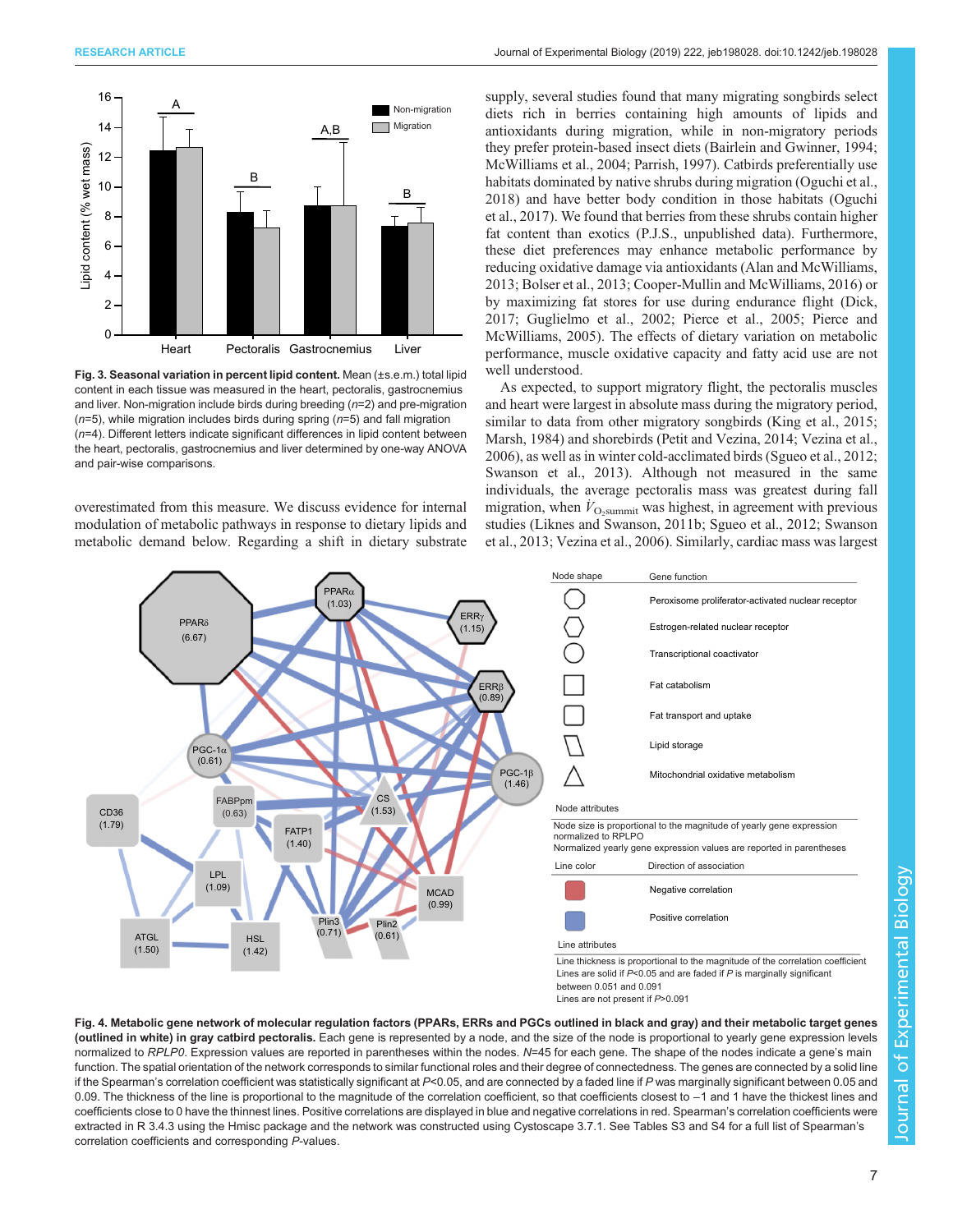16
14
12
10
8
6
4
2
0

Lipid content (% wet mass)

A

A,B

B

B

Non-migration

Migration

Heart

Pectoralis

Gastrocnemius

Liver

**Fig. 3. Seasonal variation in percent lipid content.** Mean (±s.e.m.) total lipid content in each tissue was measured in the heart, pectoralis, gastrocnemius and liver. Non-migration include birds during breeding (*n*=2) and pre-migration (*n*=5), while migration includes birds during spring (*n*=5) and fall migration (*n*=4). Different letters indicate significant differences in lipid content between the heart, pectoralis, gastrocnemius and liver determined by one-way ANOVA and pair-wise comparisons.

overestimated from this measure. We discuss evidence for internal modulation of metabolic pathways in response to dietary lipids and metabolic demand below. Regarding a shift in dietary substrate supply, several studies found that many migrating songbirds select diets rich in berries containing high amounts of lipids and antioxidants during migration, while in non-migratory periods they prefer protein-based insect diets (Bairlein and Gwinner, 1994; McWilliams et al., 2004; Parrish, 1997). Catbirds preferentially use habitats dominated by native shrubs during migration (Oguchi et al., 2018) and have better body condition in those habitats (Oguchi et al., 2017). We found that berries from these shrubs contain higher fat content than exotics (P.J.S., unpublished data). Furthermore, these diet preferences may enhance metabolic performance by reducing oxidative damage via antioxidants (Alan and McWilliams, 2013; Bolser et al., 2013; Cooper-Mullin and McWilliams, 2016) or by maximizing fat stores for use during endurance flight (Dick, 2017; Guglielmo et al., 2002; Pierce et al., 2005; Pierce and McWilliams, 2005). The effects of dietary variation on metabolic performance, muscle oxidative capacity and fatty acid use are not well understood.

As expected, to support migratory flight, the pectoralis muscles and heart were largest in absolute mass during the migratory period, similar to other migratory songbirds (King et al., 2015; Marsh, 1984) and shorebirds (Petit and Vezina, 2014; Vezina et al., 2006), as well as in winter cold-acclimated birds (Sgueo et al., 2012; Swanson et al., 2013). Although not measured in the same individuals, the average pectoralis mass was greatest during fall migration, when $\dot{V}_{O_2summit}$ was highest, in agreement with previous studies (Liknes and Swanson, 2011b; Sgueo et al., 2012; Swanson et al., 2013; Vezina et al., 2006). Similarly, cardiac mass was largest

PPARδ (6.67)
PPARα (1.03)
ERRγ (1.15)
ERRβ (0.89)
PGC-1α (0.61)
PGC-1β (1.46)
CD36 (1.79)
FABPpm (0.63)
CS (1.53)
FATP1 (1.40)
LPL (1.09)
MCAD (0.99)
ATGL (1.50)
HSL (1.42)
Plin3 (0.71)
Plin2 (0.61)

Node shape | Gene function
Peroxisome proliferator-activated nuclear receptor
Estrogen-related nuclear receptor
Transcriptional coactivator
Fat catabolism
Fat transport and uptake
Lipid storage
Mitochondrial oxidative metabolism

Node attributes
Node size is proportional to the magnitude of yearly gene expression normalized to RPLPO
Normalized yearly gene expression values are reported in parentheses

Line color | Direction of association
Negative correlation
Positive correlation

Line attributes
Line thickness is proportional to the magnitude of the correlation coefficient
Lines are solid if *P*<0.05 and are faded if *P* is marginally significant between 0.051 and 0.091
Lines are not present if *P*>0.091

**Fig. 4. Metabolic gene network of molecular regulation factors (PPARs, ERRs and PGCs outlined in black and gray) and their metabolic target genes (outlined in white) in gray catbird pectoralis.** Each gene is represented by a node, and the size of the node is proportional to yearly gene expression levels normalized to *RPLP0*. Expression values are reported in parentheses within the nodes. *N*=45 for each gene. The shape of the nodes indicate a gene's main function. The spatial orientation of the network corresponds to similar functional roles and their degree of connectedness. The genes are connected by a solid line if the Spearman's correlation coefficient was statistically significant at *P*<0.05, and are connected by a faded line if *P* was marginally significant between 0.05 and 0.09. The thickness of the line is proportional to the magnitude of the correlation coefficient, so that coefficients closest to −1 and 1 have the thickest lines and coefficients close to 0 have the thinnest lines. Positive correlations are displayed in blue and negative correlations in red. Spearman's correlation coefficients were extracted in R 3.4.3 using the Hmisc package and the network was constructed using Cytoscape 3.7.1. See Tables S3 and S4 for a full list of Spearman's correlation coefficients and corresponding *P*-values.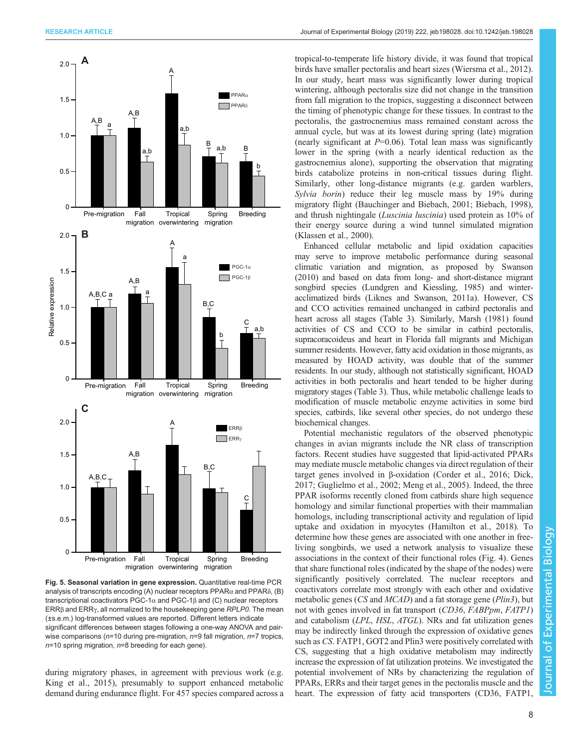A

2.0
1.5
1.0
0.5
0

PPARα
PPARδ

A,B a
A,B a,b
A a,b
B a,b
B b

Pre-migration
Fall migration
Tropical overwintering
Spring migration
Breeding

B

Relative expression

2.0
1.5
1.0
0.5
0

PGC-1α
PGC-1β

A,B,C a
A,B a
A a
B,C b
C a,b

Pre-migration
Fall migration
Tropical overwintering
Spring migration
Breeding

C

2.0
1.5
1.0
0.5
0

ERRβ
ERRγ

A,B,C
A,B
A
B,C
C

Pre-migration
Fall migration
Tropical overwintering
Spring migration
Breeding

**Fig. 5. Seasonal variation in gene expression.** Quantitative real-time PCR analysis of transcripts encoding (A) nuclear receptors PPARα and PPARδ, (B) transcriptional coactivators PGC-1α and PGC-1β and (C) nuclear receptors ERRβ and ERRγ, all normalized to the housekeeping gene *RPLP0*. The mean (±s.e.m.) log-transformed values are reported. Different letters indicate significant differences between stages following a one-way ANOVA and pair-wise comparisons (*n*=10 during pre-migration, *n*=9 fall migration, *n*=7 tropics, *n*=10 spring migration, *n*=8 breeding for each gene).

during migratory phases, in agreement with previous work (e.g. King et al., 2015), presumably to support enhanced metabolic demand during endurance flight. For 457 species compared across a tropical-to-temperate life history divide, it was found that tropical birds have smaller pectoralis and heart sizes (Wiersma et al., 2012). In our study, heart mass was significantly lower during tropical wintering, although pectoralis size did not change in the transition from fall migration to the tropics, suggesting a disconnect between the timing of phenotypic change for these tissues. In contrast to the pectoralis, the gastrocnemius mass remained constant across the annual cycle, but was at its lowest during spring (late) migration (nearly significant at $P$=0.06). Total lean mass was significantly lower in the spring (with a nearly identical reduction as the gastrocnemius alone), supporting the observation that migrating birds catabolize proteins in non-critical tissues during flight. Similarly, other long-distance migrants (e.g. garden warblers, *Sylvia borin*) reduce their leg muscle mass by 19% during migratory flight (Bauchinger and Biebach, 2001; Biebach, 1998), and thrush nightingale (*Luscinia luscinia*) used protein as 10% of their energy source during a wind tunnel simulated migration (Klassen et al., 2000).

Enhanced cellular metabolic and lipid oxidation capacities may serve to improve metabolic performance during seasonal climatic variation and migration, as proposed by Swanson (2010) and based on data from long- and short-distance migrant songbird species (Lundgren and Kiessling, 1985) and winter-acclimatized birds (Liknes and Swanson, 2011a). However, CS and CCO activities remained unchanged in catbird pectoralis and heart across all stages (Table 3). Similarly, Marsh (1981) found activities of CS and CCO to be similar in catbird pectoralis, supracoracoideus and heart in Florida fall migrants and Michigan summer residents. However, fatty acid oxidation in those migrants, as measured by HOAD activity, was double that of the summer residents. In our study, although not statistically significant, HOAD activities in both pectoralis and heart tended to be higher during migratory stages (Table 3). Thus, while metabolic challenge leads to modification of muscle metabolic enzyme activities in some bird species, catbirds, like several other species, do not undergo these biochemical changes.

Potential mechanistic regulators of the observed phenotypic changes in avian migrants include the NR class of transcription factors. Recent studies have suggested that lipid-activated PPARs may mediate muscle metabolic changes via direct regulation of their target genes involved in β-oxidation (Corder et al., 2016; Dick, 2017; Guglielmo et al., 2002; Meng et al., 2005). Indeed, the three PPAR isoforms recently cloned from catbirds share high sequence homology and similar functional properties with their mammalian homologs, including transcriptional activity and regulation of lipid uptake and oxidation in myocytes (Hamilton et al., 2018). To determine how these genes are associated with one another in free-living songbirds, we used a network analysis to visualize these associations in the context of their functional roles (Fig. 4). Genes that share functional roles (indicated by the shape of the nodes) were significantly positively correlated. The nuclear receptors and coactivators correlate most strongly with each other and oxidative metabolic genes (*CS* and *MCAD*) and a fat storage gene (*Plin3*), but not with genes involved in fat transport (*CD36*, *FABPpm*, *FATP1*) and catabolism (*LPL*, *HSL*, *ATGL*). NRs and fat utilization genes may be indirectly linked through the expression of oxidative genes such as *CS*. FATP1, GOT2 and Plin3 were positively correlated with CS, suggesting that a high oxidative metabolism may indirectly increase the expression of fat utilization proteins. We investigated the potential involvement of NRs by characterizing the regulation of PPARs, ERRs and their target genes in the pectoralis muscle and the heart. The expression of fatty acid transporters (CD36, FATP1,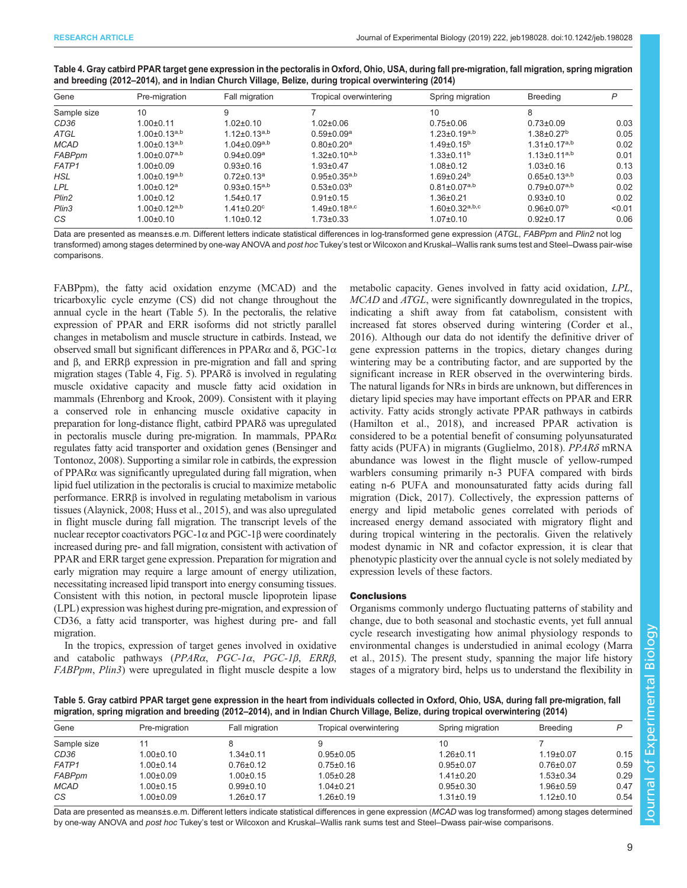**Table 4. Gray catbird PPAR target gene expression in the pectoralis in Oxford, Ohio, USA, during fall pre-migration, fall migration, spring migration and breeding (2012–2014), and in Indian Church Village, Belize, during tropical overwintering (2014)**

| Gene | Pre-migration | Fall migration | Tropical overwintering | Spring migration | Breeding | *P* |
|---|---|---|---|---|---|---|
| Sample size | 10 | 9 | 7 | 10 | 8 | |
| *CD36* | 1.00±0.11 | 1.02±0.10 | 1.02±0.06 | 0.75±0.06 | 0.73±0.09 | 0.03 |
| *ATGL* | 1.00±0.13[a,b] | 1.12±0.13[a,b] | 0.59±0.09[a] | 1.23±0.19[a,b] | 1.38±0.27[b] | 0.05 |
| *MCAD* | 1.00±0.13[a,b] | 1.04±0.09[a,b] | 0.80±0.20[a] | 1.49±0.15[b] | 1.31±0.17[a,b] | 0.02 |
| *FABPpm* | 1.00±0.07[a,b] | 0.94±0.09[a] | 1.32±0.10[a,b] | 1.33±0.11[b] | 1.13±0.11[a,b] | 0.01 |
| *FATP1* | 1.00±0.09 | 0.93±0.16 | 1.93±0.47 | 1.08±0.12 | 1.03±0.16 | 0.13 |
| *HSL* | 1.00±0.19[a,b] | 0.72±0.13[a] | 0.95±0.35[a,b] | 1.69±0.24[b] | 0.65±0.13[a,b] | 0.03 |
| *LPL* | 1.00±0.12[a] | 0.93±0.15[a,b] | 0.53±0.03[b] | 0.81±0.07[a,b] | 0.79±0.07[a,b] | 0.02 |
| *Plin2* | 1.00±0.12 | 1.54±0.17 | 0.91±0.15 | 1.36±0.21 | 0.93±0.10 | 0.02 |
| *Plin3* | 1.00±0.12[a,b] | 1.41±0.20[c] | 1.49±0.18[a,c] | 1.60±0.32[a,b,c] | 0.96±0.07[b] | <0.01 |
| *CS* | 1.00±0.10 | 1.10±0.12 | 1.73±0.33 | 1.07±0.10 | 0.92±0.17 | 0.06 |

Data are presented as means±s.e.m. Different letters indicate statistical differences in log-transformed gene expression (*ATGL*, *FABPpm* and *Plin2* not log transformed) among stages determined by one-way ANOVA and *post hoc* Tukey's test or Wilcoxon and Kruskal–Wallis rank sums test and Steel–Dwass pair-wise comparisons.

FABPpm), the fatty acid oxidation enzyme (MCAD) and the tricarboxylic cycle enzyme (CS) did not change throughout the annual cycle in the heart (Table 5). In the pectoralis, the relative expression of PPAR and ERR isoforms did not strictly parallel changes in metabolism and muscle structure in catbirds. Instead, we observed small but significant differences in PPARα and δ, PGC-1α and β, and ERRβ expression in pre-migration and fall and spring migration stages (Table 4, Fig. 5). PPARδ is involved in regulating muscle oxidative capacity and muscle fatty acid oxidation in mammals (Ehrenborg and Krook, 2009). Consistent with it playing a conserved role in enhancing muscle oxidative capacity in preparation for long-distance flight, catbird PPARδ was upregulated in pectoralis muscle during pre-migration. In mammals, PPARα regulates fatty acid transporter and oxidation genes (Bensinger and Tontonoz, 2008). Supporting a similar role in catbirds, the expression of PPARα was significantly upregulated during fall migration, when lipid fuel utilization in the pectoralis is crucial to maximize metabolic performance. ERRβ is involved in regulating metabolism in various tissues (Alaynick, 2008; Huss et al., 2015), and was also upregulated in flight muscle during fall migration. The transcript levels of the nuclear receptor coactivators PGC-1α and PGC-1β were coordinately increased during pre- and fall migration, consistent with activation of PPAR and ERR target gene expression. Preparation for migration and early migration may require a large amount of energy utilization, necessitating increased lipid transport into energy consuming tissues. Consistent with this notion, in pectoral muscle lipoprotein lipase (LPL) expression was highest during pre-migration, and expression of CD36, a fatty acid transporter, was highest during pre- and fall migration.

In the tropics, expression of target genes involved in oxidative and catabolic pathways (*PPARα*, *PGC-1α*, *PGC-1β*, *ERRβ*, *FABPpm*, *Plin3*) were upregulated in flight muscle despite a low metabolic capacity. Genes involved in fatty acid oxidation, *LPL*, *MCAD* and *ATGL*, were significantly downregulated in the tropics, indicating a shift away from fat catabolism, consistent with increased fat stores observed during wintering (Corder et al., 2016). Although our data do not identify the definitive driver of gene expression patterns in the tropics, dietary changes during wintering may be a contributing factor, and are supported by the significant increase in RER observed in the overwintering birds. The natural ligands for NRs in birds are unknown, but differences in dietary lipid species may have important effects on PPAR and ERR activity. Fatty acids strongly activate PPAR pathways in catbirds (Hamilton et al., 2018), and increased PPAR activation is considered to be a potential benefit of consuming polyunsaturated fatty acids (PUFA) in migrants (Guglielmo, 2018). *PPARδ* mRNA abundance was lowest in the flight muscle of yellow-rumped warblers consuming primarily n-3 PUFA compared with birds eating n-6 PUFA and monounsaturated fatty acids during fall migration (Dick, 2017). Collectively, the expression patterns of energy and lipid metabolic genes correlated with periods of increased energy demand associated with migratory flight and during tropical wintering in the pectoralis. Given the relatively modest dynamic in NR and cofactor expression, it is clear that phenotypic plasticity over the annual cycle is not solely mediated by expression levels of these factors.

## Conclusions

Organisms commonly undergo fluctuating patterns of stability and change, due to both seasonal and stochastic events, yet full annual cycle research investigating how animal physiology responds to environmental changes is understudied in animal ecology (Marra et al., 2015). The present study, spanning the major life history stages of a migratory bird, helps us to understand the flexibility in

**Table 5. Gray catbird PPAR target gene expression in the heart from individuals collected in Oxford, Ohio, USA, during fall pre-migration, fall migration, spring migration and breeding (2012–2014), and in Indian Church Village, Belize, during tropical overwintering (2014)**

| Gene | Pre-migration | Fall migration | Tropical overwintering | Spring migration | Breeding | *P* |
|---|---|---|---|---|---|---|
| Sample size | 11 | 8 | 9 | 10 | 7 | |
| *CD36* | 1.00±0.10 | 1.34±0.11 | 0.95±0.05 | 1.26±0.11 | 1.19±0.07 | 0.15 |
| *FATP1* | 1.00±0.14 | 0.76±0.12 | 0.75±0.16 | 0.95±0.07 | 0.76±0.07 | 0.59 |
| *FABPpm* | 1.00±0.09 | 1.00±0.15 | 1.05±0.28 | 1.41±0.20 | 1.53±0.34 | 0.29 |
| *MCAD* | 1.00±0.15 | 0.99±0.10 | 1.04±0.21 | 0.95±0.30 | 1.96±0.59 | 0.47 |
| *CS* | 1.00±0.09 | 1.26±0.17 | 1.26±0.19 | 1.31±0.19 | 1.12±0.10 | 0.54 |

Data are presented as means±s.e.m. Different letters indicate statistical differences in gene expression (*MCAD* was log transformed) among stages determined by one-way ANOVA and *post hoc* Tukey's test or Wilcoxon and Kruskal–Wallis rank sums test and Steel–Dwass pair-wise comparisons.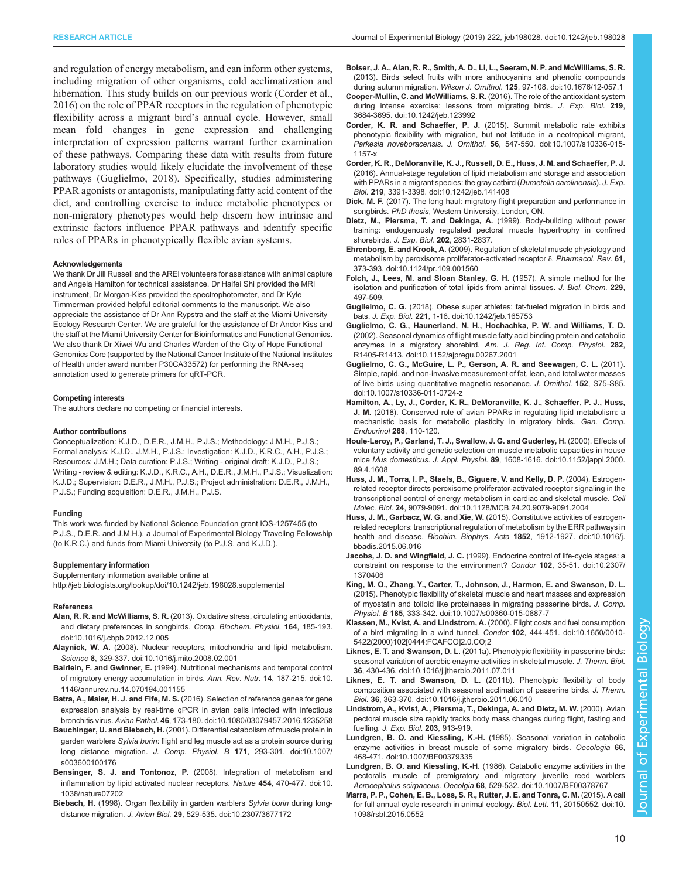and regulation of energy metabolism, and can inform other systems, including migration of other organisms, cold acclimatization and hibernation. This study builds on our previous work (Corder et al., 2016) on the role of PPAR receptors in the regulation of phenotypic flexibility across a migrant bird's annual cycle. However, small mean fold changes in gene expression and challenging interpretation of expression patterns warrant further examination of these pathways. Comparing these data with results from future laboratory studies would likely elucidate the involvement of these pathways (Guglielmo, 2018). Specifically, studies administering PPAR agonists or antagonists, manipulating fatty acid content of the diet, and controlling exercise to induce metabolic phenotypes or non-migratory phenotypes would help discern how intrinsic and extrinsic factors influence PPAR pathways and identify specific roles of PPARs in phenotypically flexible avian systems.

#### Acknowledgements

We thank Dr Jill Russell and the AREI volunteers for assistance with animal capture and Angela Hamilton for technical assistance. Dr Haifei Shi provided the MRI instrument, Dr Morgan-Kiss provided the spectrophotometer, and Dr Kyle Timmerman provided helpful editorial comments to the manuscript. We also appreciate the assistance of Dr Ann Rypstra and the staff at the Miami University Ecology Research Center. We are grateful for the assistance of Dr Andor Kiss and the staff at the Miami University Center for Bioinformatics and Functional Genomics. We also thank Dr Xiwei Wu and Charles Warden of the City of Hope Functional Genomics Core (supported by the National Cancer Institute of the National Institutes of Health under award number P30CA33572) for performing the RNA-seq annotation used to generate primers for qRT-PCR.

#### Competing interests

The authors declare no competing or financial interests.

#### Author contributions

Conceptualization: K.J.D., D.E.R., J.M.H., P.J.S.; Methodology: J.M.H., P.J.S.; Formal analysis: K.J.D., J.M.H., P.J.S.; Investigation: K.J.D., K.R.C., A.H., P.J.S.; Resources: J.M.H.; Data curation: P.J.S.; Writing - original draft: K.J.D., P.J.S.; Writing - review & editing: K.J.D., K.R.C., A.H., D.E.R., J.M.H., P.J.S.; Visualization: K.J.D.; Supervision: D.E.R., J.M.H., P.J.S.; Project administration: D.E.R., J.M.H., P.J.S.; Funding acquisition: D.E.R., J.M.H., P.J.S.

#### Funding

This work was funded by National Science Foundation grant IOS-1257455 (to P.J.S., D.E.R. and J.M.H.), a Journal of Experimental Biology Traveling Fellowship (to K.R.C.) and funds from Miami University (to P.J.S. and K.J.D.).

#### Supplementary information

Supplementary information available online at http://jeb.biologists.org/lookup/doi/10.1242/jeb.198028.supplemental

#### References

**Alan, R. R. and McWilliams, S. R.** (2013). Oxidative stress, circulating antioxidants, and dietary preferences in songbirds. *Comp. Biochem. Physiol.* **164**, 185-193. doi:10.1016/j.cbpb.2012.12.005

**Alaynick, W. A.** (2008). Nuclear receptors, mitochondria and lipid metabolism. *Science* **8**, 329-337. doi:10.1016/j.mito.2008.02.001

**Bairlein, F. and Gwinner, E.** (1994). Nutritional mechanisms and temporal control of migratory energy accumulation in birds. *Ann. Rev. Nutr.* **14**, 187-215. doi:10.1146/annurev.nu.14.070194.001155

**Batra, A., Maier, H. J. and Fife, M. S.** (2016). Selection of reference genes for gene expression analysis by real-time qPCR in avian cells infected with infectious bronchitis virus. *Avian Pathol.* **46**, 173-180. doi:10.1080/03079457.2016.1235258

**Bauchinger, U. and Biebach, H.** (2001). Differential catabolism of muscle protein in garden warblers *Sylvia borin*: flight and leg muscle act as a protein source during long distance migration. *J. Comp. Physiol. B* **171**, 293-301. doi:10.1007/s003600100176

**Bensinger, S. J. and Tontonoz, P.** (2008). Integration of metabolism and inflammation by lipid activated nuclear receptors. *Nature* **454**, 470-477. doi:10.1038/nature07202

**Biebach, H.** (1998). Organ flexibility in garden warblers *Sylvia borin* during long-distance migration. *J. Avian Biol.* **29**, 529-535. doi:10.2307/3677172

**Bolser, J. A., Alan, R. R., Smith, A. D., Li, L., Seeram, N. P. and McWilliams, S. R.** (2013). Birds select fruits with more anthocyanins and phenolic compounds during autumn migration. *Wilson J. Ornithol.* **125**, 97-108. doi:10.1676/12-057.1

**Cooper-Mullin, C. and McWilliams, S. R.** (2016). The role of the antioxidant system during intense exercise: lessons from migrating birds. *J. Exp. Biol.* **219**, 3684-3695. doi:10.1242/jeb.123992

**Corder, K. R. and Schaeffer, P. J.** (2015). Summit metabolic rate exhibits phenotypic flexibility with migration, but not latitude in a neotropical migrant, *Parkesia noveboracensis*. *J. Ornithol.* **56**, 547-550. doi:10.1007/s10336-015-1157-x

**Corder, K. R., DeMoranville, K. J., Russell, D. E., Huss, J. M. and Schaeffer, P. J.** (2016). Annual-stage regulation of lipid metabolism and storage and association with PPARs in a migrant species: the gray catbird (*Dumetella carolinensis*). *J. Exp. Biol.* **219**, 3391-3398. doi:10.1242/jeb.141408

**Dick, M. F.** (2017). The long haul: migratory flight preparation and performance in songbirds. *PhD thesis*, Western University, London, ON.

**Dietz, M., Piersma, T. and Dekinga, A.** (1999). Body-building without power training: endogenously regulated pectoral muscle hypertrophy in confined shorebirds. *J. Exp. Biol.* **202**, 2831-2837.

**Ehrenborg, E. and Krook, A.** (2009). Regulation of skeletal muscle physiology and metabolism by peroxisome proliferator-activated receptor δ. *Pharmacol. Rev.* **61**, 373-393. doi:10.1124/pr.109.001560

**Folch, J., Lees, M. and Sloan Stanley, G. H.** (1957). A simple method for the isolation and purification of total lipids from animal tissues. *J. Biol. Chem.* **229**, 497-509.

**Guglielmo, C. G.** (2018). Obese super athletes: fat-fueled migration in birds and bats. *J. Exp. Biol.* **221**, 1-16. doi:10.1242/jeb.165753

**Guglielmo, C. G., Haunerland, N. H., Hochachka, P. W. and Williams, T. D.** (2002). Seasonal dynamics of flight muscle fatty acid binding protein and catabolic enzymes in a migratory shorebird. *Am. J. Reg. Int. Comp. Physiol.* **282**, R1405-R1413. doi:10.1152/ajpregu.00267.2001

**Guglielmo, C. G., McGuire, L. P., Gerson, A. R. and Seewagen, C. L.** (2011). Simple, rapid, and non-invasive measurement of fat, lean, and total water masses of live birds using quantitative magnetic resonance. *J. Ornithol.* **152**, S75-S85. doi:10.1007/s10336-011-0724-z

**Hamilton, A., Ly, J., Corder, K. R., DeMoranville, K. J., Schaeffer, P. J., Huss, J. M.** (2018). Conserved role of avian PPARs in regulating lipid metabolism: a mechanistic basis for metabolic plasticity in migratory birds. *Gen. Comp. Endocrinol* **268**, 110-120.

**Houle-Leroy, P., Garland, T. J., Swallow, J. G. and Guderley, H.** (2000). Effects of voluntary activity and genetic selection on muscle metabolic capacities in house mice *Mus domesticus*. *J. Appl. Physiol.* **89**, 1608-1616. doi:10.1152/jappl.2000.89.4.1608

**Huss, J. M., Torra, I. P., Staels, B., Giguere, V. and Kelly, D. P.** (2004). Estrogen-related receptor directs peroxisome proliferator-activated receptor signaling in the transcriptional control of energy metabolism in cardiac and skeletal muscle. *Cell Molec. Biol.* **24**, 9079-9091. doi:10.1128/MCB.24.20.9079-9091.2004

**Huss, J. M., Garbacz, W. G. and Xie, W.** (2015). Constitutive activities of estrogen-related receptors: transcriptional regulation of metabolism by the ERR pathways in health and disease. *Biochim. Biophys. Acta* **1852**, 1912-1927. doi:10.1016/j.bbadis.2015.06.016

**Jacobs, J. D. and Wingfield, J. C.** (1999). Endocrine control of life-cycle stages: a constraint on response to the environment? *Condor* **102**, 35-51. doi:10.2307/1370406

**King, M. O., Zhang, Y., Carter, T., Johnson, J., Harmon, E. and Swanson, D. L.** (2015). Phenotypic flexibility of skeletal muscle and heart masses and expression of myostatin and tolloid like proteinases in migrating passerine birds. *J. Comp. Physiol. B* **185**, 333-342. doi:10.1007/s00360-015-0887-7

**Klassen, M., Kvist, A. and Lindstrom, A.** (2000). Flight costs and fuel consumption of a bird migrating in a wind tunnel. *Condor* **102**, 444-451. doi:10.1650/0010-5422(2000)102[0444:FCAFCO]2.0.CO;2

**Liknes, E. T. and Swanson, D. L.** (2011a). Phenotypic flexibility in passerine birds: seasonal variation of aerobic enzyme activities in skeletal muscle. *J. Therm. Biol.* **36**, 430-436. doi:10.1016/j.jtherbio.2011.07.011

**Liknes, E. T. and Swanson, D. L.** (2011b). Phenotypic flexibility of body composition associated with seasonal acclimation of passerine birds. *J. Therm. Biol.* **36**, 363-370. doi:10.1016/j.jtherbio.2011.06.010

**Lindstrom, A., Kvist, A., Piersma, T., Dekinga, A. and Dietz, M. W.** (2000). Avian pectoral muscle size rapidly tracks body mass changes during flight, fasting and fuelling. *J. Exp. Biol.* **203**, 913-919.

**Lundgren, B. O. and Kiessling, K.-H.** (1985). Seasonal variation in catabolic enzyme activities in breast muscle of some migratory birds. *Oecologia* **66**, 468-471. doi:10.1007/BF00379335

**Lundgren, B. O. and Kiessling, K.-H.** (1986). Catabolic enzyme activities in the pectoralis muscle of premigratory and migratory juvenile reed warblers *Acrocephalus scirpaceus*. *Oecolgia* **68**, 529-532. doi:10.1007/BF00378767

**Marra, P. P., Cohen, E. B., Loss, S. R., Rutter, J. E. and Tonra, C. M.** (2015). A call for full annual cycle research in animal ecology. *Biol. Lett.* **11**, 20150552. doi:10.1098/rsbl.2015.0552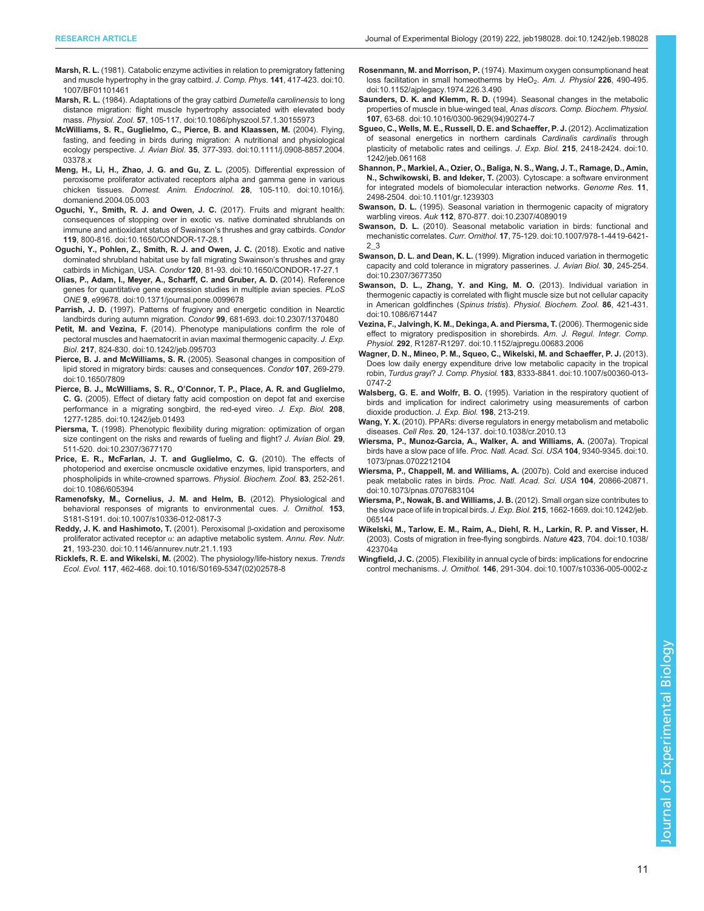**Marsh, R. L.** (1981). Catabolic enzyme activities in relation to premigratory fattening and muscle hypertrophy in the gray catbird. *J. Comp. Phys.* **141**, 417-423. doi:10.1007/BF01101461

**Marsh, R. L.** (1984). Adaptations of the gray catbird *Dumetella carolinensis* to long distance migration: flight muscle hypertrophy associated with elevated body mass. *Physiol. Zool.* **57**, 105-117. doi:10.1086/physzool.57.1.30155973

**McWilliams, S. R., Guglielmo, C., Pierce, B. and Klaassen, M.** (2004). Flying, fasting, and feeding in birds during migration: A nutritional and physiological ecology perspective. *J. Avian Biol.* **35**, 377-393. doi:10.1111/j.0908-8857.2004.03378.x

**Meng, H., Li, H., Zhao, J. G. and Gu, Z. L.** (2005). Differential expression of peroxisome proliferator activated receptors alpha and gamma gene in various chicken tissues. *Domest. Anim. Endocrinol.* **28**, 105-110. doi:10.1016/j.domaniend.2004.05.003

**Oguchi, Y., Smith, R. J. and Owen, J. C.** (2017). Fruits and migrant health: consequences of stopping over in exotic vs. native dominated shrublands on immune and antioxidant status of Swainson's thrushes and gray catbirds. *Condor* **119**, 800-816. doi:10.1650/CONDOR-17-28.1

**Oguchi, Y., Pohlen, Z., Smith, R. J. and Owen, J. C.** (2018). Exotic and native dominated shrubland habitat use by fall migrating Swainson's thrushes and gray catbirds in Michigan, USA. *Condor* **120**, 81-93. doi:10.1650/CONDOR-17-27.1

**Olias, P., Adam, I., Meyer, A., Scharff, C. and Gruber, A. D.** (2014). Reference genes for quantitative gene expression studies in multiple avian species. *PLoS ONE* **9**, e99678. doi:10.1371/journal.pone.0099678

**Parrish, J. D.** (1997). Patterns of frugivory and energetic condition in Nearctic landbirds during autumn migration. *Condor* **99**, 681-693. doi:10.2307/1370480

**Petit, M. and Vezina, F.** (2014). Phenotype manipulations confirm the role of pectoral muscles and haematocrit in avian maximal thermogenic capacity. *J. Exp. Biol.* **217**, 824-830. doi:10.1242/jeb.095703

**Pierce, B. J. and McWilliams, S. R.** (2005). Seasonal changes in composition of lipid stored in migratory birds: causes and consequences. *Condor* **107**, 269-279. doi:10.1650/7809

**Pierce, B. J., McWilliams, S. R., O'Connor, T. P., Place, A. R. and Guglielmo, C. G.** (2005). Effect of dietary fatty acid compostion on depot fat and exercise performance in a migrating songbird, the red-eyed vireo. *J. Exp. Biol.* **208**, 1277-1285. doi:10.1242/jeb.01493

**Piersma, T.** (1998). Phenotypic flexibility during migration: optimization of organ size contingent on the risks and rewards of fueling and flight? *J. Avian Biol.* **29**, 511-520. doi:10.2307/3677170

**Price, E. R., McFarlan, J. T. and Guglielmo, C. G.** (2010). The effects of photoperiod and exercise oncmuscle oxidative enzymes, lipid transporters, and phospholipids in white-crowned sparrows. *Physiol. Biochem. Zool.* **83**, 252-261. doi:10.1086/605394

**Ramenofsky, M., Cornelius, J. M. and Helm, B.** (2012). Physiological and behavioral responses of migrants to environmental cues. *J. Ornithol.* **153**, S181-S191. doi:10.1007/s10336-012-0817-3

**Reddy, J. K. and Hashimoto, T.** (2001). Peroxisomal β-oxidation and peroxisome proliferator activated receptor α: an adaptive metabolic system. *Annu. Rev. Nutr.* **21**, 193-230. doi:10.1146/annurev.nutr.21.1.193

**Ricklefs, R. E. and Wikelski, M.** (2002). The physiology/life-history nexus. *Trends Ecol. Evol.* **117**, 462-468. doi:10.1016/S0169-5347(02)02578-8

**Rosenmann, M. and Morrison, P.** (1974). Maximum oxygen consumptionand heat loss facilitation in small homeotherms by $HeO_2$. *Am. J. Physiol* **226**, 490-495. doi:10.1152/ajplegacy.1974.226.3.490

**Saunders, D. K. and Klemm, R. D.** (1994). Seasonal changes in the metabolic properties of muscle in blue-winged teal, *Anas discors. Comp. Biochem. Physiol.* **107**, 63-68. doi:10.1016/0300-9629(94)90274-7

**Sgueo, C., Wells, M. E., Russell, D. E. and Schaeffer, P. J.** (2012). Acclimatization of seasonal energetics in northern cardinals *Cardinalis cardinalis* through plasticity of metabolic rates and ceilings. *J. Exp. Biol.* **215**, 2418-2424. doi:10.1242/jeb.061168

**Shannon, P., Markiel, A., Ozier, O., Baliga, N. S., Wang, J. T., Ramage, D., Amin, N., Schwikowski, B. and Ideker, T.** (2003). Cytoscape: a software environment for integrated models of biomolecular interaction networks. *Genome Res.* **11**, 2498-2504. doi:10.1101/gr.1239303

**Swanson, D. L.** (1995). Seasonal variation in thermogenic capacity of migratory warbling vireos. *Auk* **112**, 870-877. doi:10.2307/4089019

**Swanson, D. L.** (2010). Seasonal metabolic variation in birds: functional and mechanistic correlates. *Curr. Ornithol.* **17**, 75-129. doi:10.1007/978-1-4419-6421-2_3

**Swanson, D. L. and Dean, K. L.** (1999). Migration induced variation in thermogetic capacity and cold tolerance in migratory passerines. *J. Avian Biol.* **30**, 245-254. doi:10.2307/3677350

**Swanson, D. L., Zhang, Y. and King, M. O.** (2013). Individual variation in thermogenic capactiy is correlated with flight muscle size but not cellular capacity in American goldfinches (*Spinus tristis*). *Physiol. Biochem. Zool.* **86**, 421-431. doi:10.1086/671447

**Vezina, F., Jalvingh, K. M., Dekinga, A. and Piersma, T.** (2006). Thermogenic side effect to migratory predisposition in shorebirds. *Am. J. Regul. Integr. Comp. Physiol.* **292**, R1287-R1297. doi:10.1152/ajpregu.00683.2006

**Wagner, D. N., Mineo, P. M., Squeo, C., Wikelski, M. and Schaeffer, P. J.** (2013). Does low daily energy expenditure drive low metabolic capacity in the tropical robin, *Turdus grayi*? *J. Comp. Physiol.* **183**, 8333-8841. doi:10.1007/s00360-013-0747-2

**Walsberg, G. E. and Wolfr, B. O.** (1995). Variation in the respiratory quotient of birds and implication for indirect calorimetry using measurements of carbon dioxide production. *J. Exp. Biol.* **198**, 213-219.

**Wang, Y. X.** (2010). PPARs: diverse regulators in energy metabolism and metabolic diseases. *Cell Res.* **20**, 124-137. doi:10.1038/cr.2010.13

**Wiersma, P., Munoz-Garcia, A., Walker, A. and Williams, A.** (2007a). Tropical birds have a slow pace of life. *Proc. Natl. Acad. Sci. USA* **104**, 9340-9345. doi:10.1073/pnas.0702212104

**Wiersma, P., Chappell, M. and Williams, A.** (2007b). Cold and exercise induced peak metabolic rates in birds. *Proc. Natl. Acad. Sci. USA* **104**, 20866-20871. doi:10.1073/pnas.0707683104

**Wiersma, P., Nowak, B. and Williams, J. B.** (2012). Small organ size contributes to the slow pace of life in tropical birds. *J. Exp. Biol.* **215**, 1662-1669. doi:10.1242/jeb.065144

**Wikelski, M., Tarlow, E. M., Raim, A., Diehl, R. H., Larkin, R. P. and Visser, H.** (2003). Costs of migration in free-flying songbirds. *Nature* **423**, 704. doi:10.1038/423704a

**Wingfield, J. C.** (2005). Flexibility in annual cycle of birds: implications for endocrine control mechanisms. *J. Ornithol.* **146**, 291-304. doi:10.1007/s10336-005-0002-z